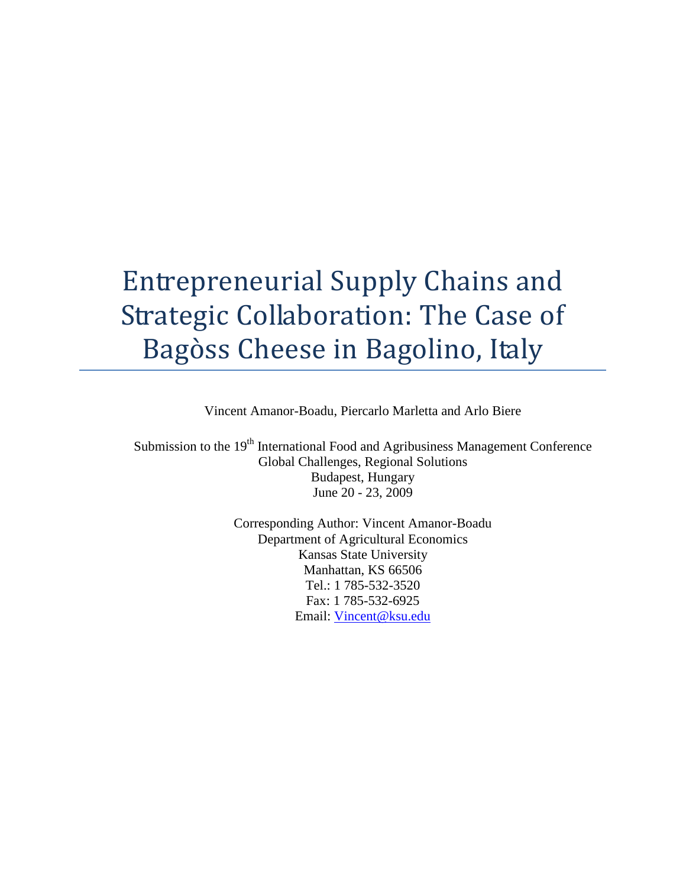# Entrepreneurial Supply Chains and Strategic Collaboration: The Case of Bagòss Cheese in Bagolino, Italy

Vincent Amanor-Boadu, Piercarlo Marletta and Arlo Biere

Submission to the 19th International Food and Agribusiness Management Conference
Global Challenges, Regional Solutions
Budapest, Hungary
June 20 - 23, 2009

Corresponding Author: Vincent Amanor-Boadu
Department of Agricultural Economics
Kansas State University
Manhattan, KS 66506
Tel.: 1 785-532-3520
Fax: 1 785-532-6925
Email: Vincent@ksu.edu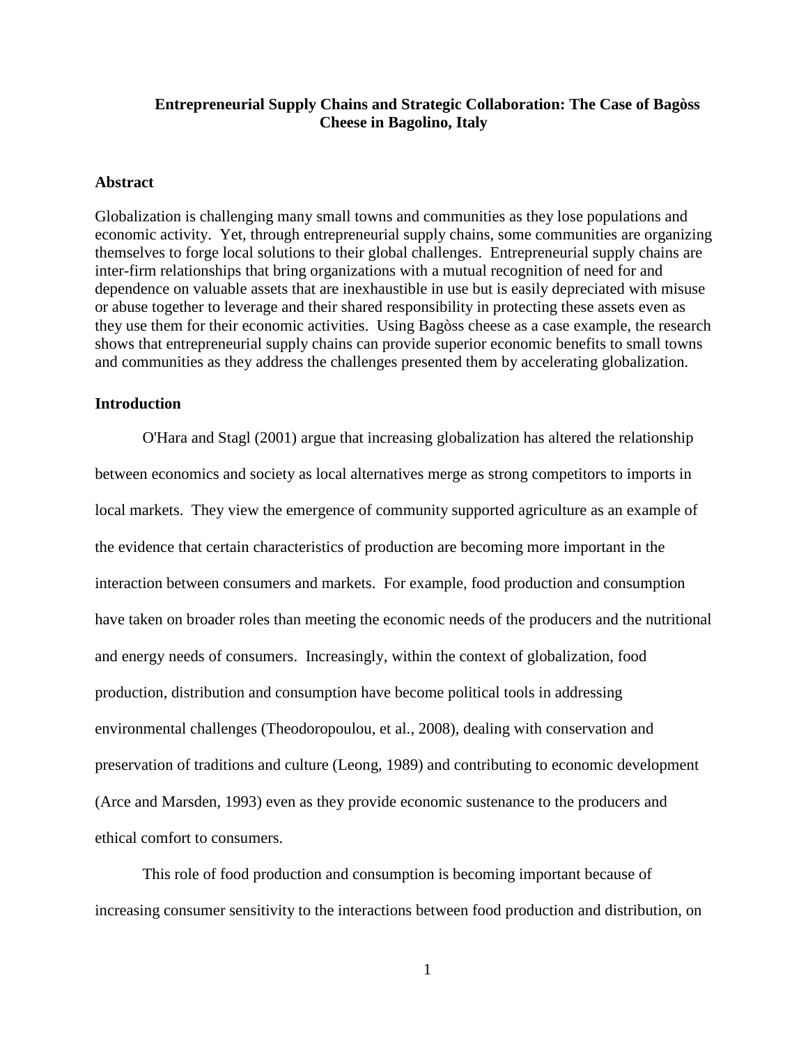# Entrepreneurial Supply Chains and Strategic Collaboration: The Case of Bagòss Cheese in Bagolino, Italy

## Abstract

Globalization is challenging many small towns and communities as they lose populations and economic activity. Yet, through entrepreneurial supply chains, some communities are organizing themselves to forge local solutions to their global challenges. Entrepreneurial supply chains are inter-firm relationships that bring organizations with a mutual recognition of need for and dependence on valuable assets that are inexhaustible in use but is easily depreciated with misuse or abuse together to leverage and their shared responsibility in protecting these assets even as they use them for their economic activities. Using Bagòss cheese as a case example, the research shows that entrepreneurial supply chains can provide superior economic benefits to small towns and communities as they address the challenges presented them by accelerating globalization.

## Introduction

O'Hara and Stagl (2001) argue that increasing globalization has altered the relationship between economics and society as local alternatives merge as strong competitors to imports in local markets. They view the emergence of community supported agriculture as an example of the evidence that certain characteristics of production are becoming more important in the interaction between consumers and markets. For example, food production and consumption have taken on broader roles than meeting the economic needs of the producers and the nutritional and energy needs of consumers. Increasingly, within the context of globalization, food production, distribution and consumption have become political tools in addressing environmental challenges (Theodoropoulou, et al., 2008), dealing with conservation and preservation of traditions and culture (Leong, 1989) and contributing to economic development (Arce and Marsden, 1993) even as they provide economic sustenance to the producers and ethical comfort to consumers.

This role of food production and consumption is becoming important because of increasing consumer sensitivity to the interactions between food production and distribution, on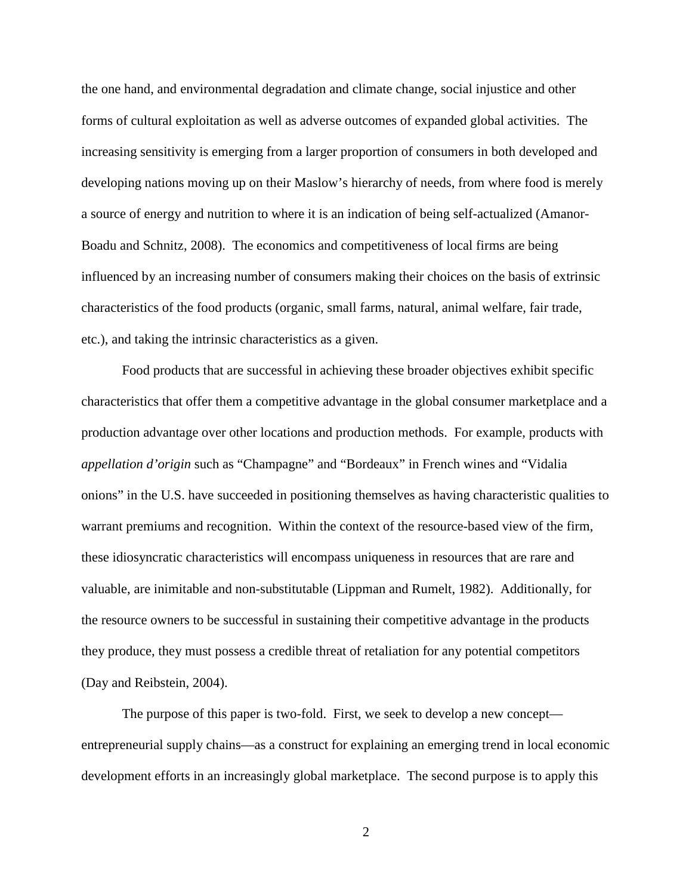the one hand, and environmental degradation and climate change, social injustice and other forms of cultural exploitation as well as adverse outcomes of expanded global activities. The increasing sensitivity is emerging from a larger proportion of consumers in both developed and developing nations moving up on their Maslow's hierarchy of needs, from where food is merely a source of energy and nutrition to where it is an indication of being self-actualized (Amanor-Boadu and Schnitz, 2008). The economics and competitiveness of local firms are being influenced by an increasing number of consumers making their choices on the basis of extrinsic characteristics of the food products (organic, small farms, natural, animal welfare, fair trade, etc.), and taking the intrinsic characteristics as a given.

Food products that are successful in achieving these broader objectives exhibit specific characteristics that offer them a competitive advantage in the global consumer marketplace and a production advantage over other locations and production methods. For example, products with *appellation d'origin* such as "Champagne" and "Bordeaux" in French wines and "Vidalia onions" in the U.S. have succeeded in positioning themselves as having characteristic qualities to warrant premiums and recognition. Within the context of the resource-based view of the firm, these idiosyncratic characteristics will encompass uniqueness in resources that are rare and valuable, are inimitable and non-substitutable (Lippman and Rumelt, 1982). Additionally, for the resource owners to be successful in sustaining their competitive advantage in the products they produce, they must possess a credible threat of retaliation for any potential competitors (Day and Reibstein, 2004).

The purpose of this paper is two-fold. First, we seek to develop a new concept—entrepreneurial supply chains—as a construct for explaining an emerging trend in local economic development efforts in an increasingly global marketplace. The second purpose is to apply this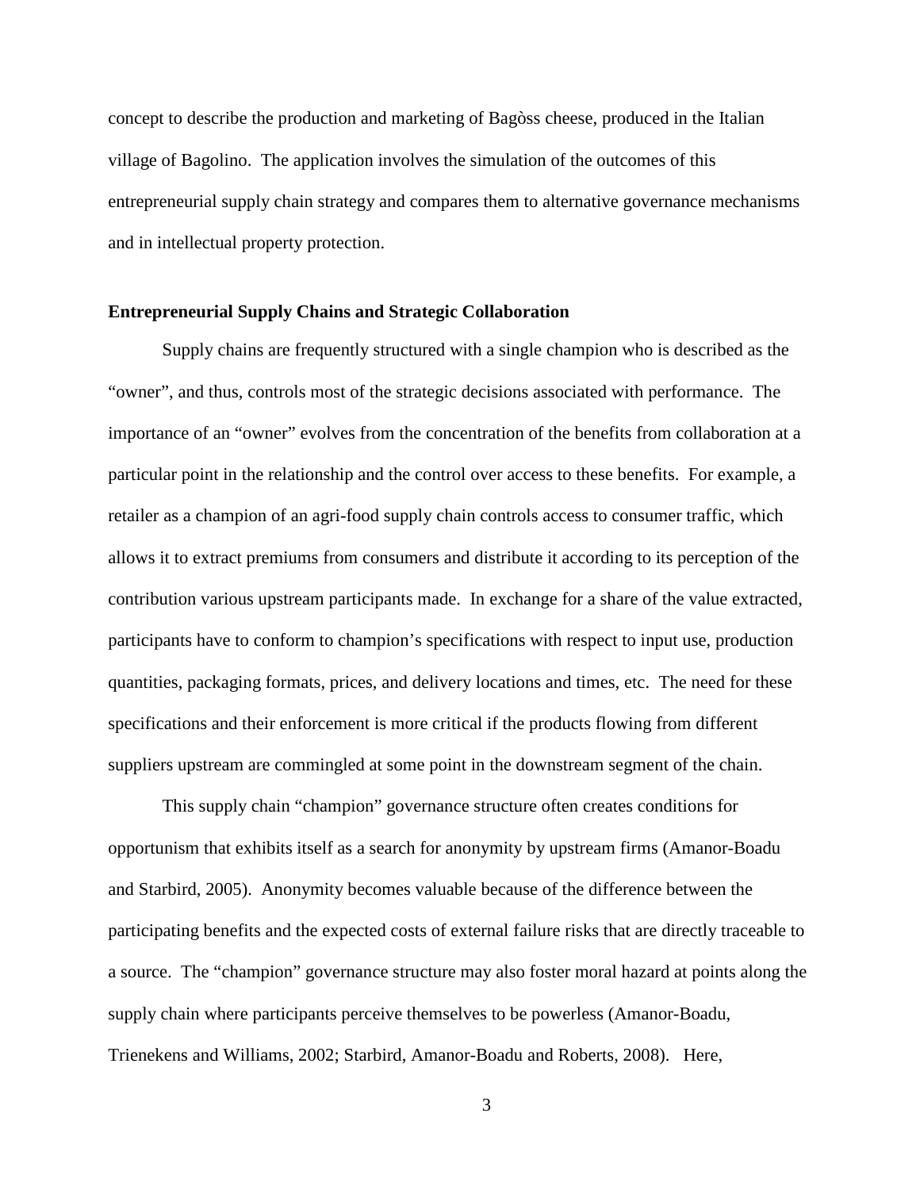concept to describe the production and marketing of Bagòss cheese, produced in the Italian village of Bagolino. The application involves the simulation of the outcomes of this entrepreneurial supply chain strategy and compares them to alternative governance mechanisms and in intellectual property protection.

## Entrepreneurial Supply Chains and Strategic Collaboration

Supply chains are frequently structured with a single champion who is described as the "owner", and thus, controls most of the strategic decisions associated with performance. The importance of an "owner" evolves from the concentration of the benefits from collaboration at a particular point in the relationship and the control over access to these benefits. For example, a retailer as a champion of an agri-food supply chain controls access to consumer traffic, which allows it to extract premiums from consumers and distribute it according to its perception of the contribution various upstream participants made. In exchange for a share of the value extracted, participants have to conform to champion's specifications with respect to input use, production quantities, packaging formats, prices, and delivery locations and times, etc. The need for these specifications and their enforcement is more critical if the products flowing from different suppliers upstream are commingled at some point in the downstream segment of the chain.

This supply chain "champion" governance structure often creates conditions for opportunism that exhibits itself as a search for anonymity by upstream firms (Amanor-Boadu and Starbird, 2005). Anonymity becomes valuable because of the difference between the participating benefits and the expected costs of external failure risks that are directly traceable to a source. The "champion" governance structure may also foster moral hazard at points along the supply chain where participants perceive themselves to be powerless (Amanor-Boadu, Trienekens and Williams, 2002; Starbird, Amanor-Boadu and Roberts, 2008). Here,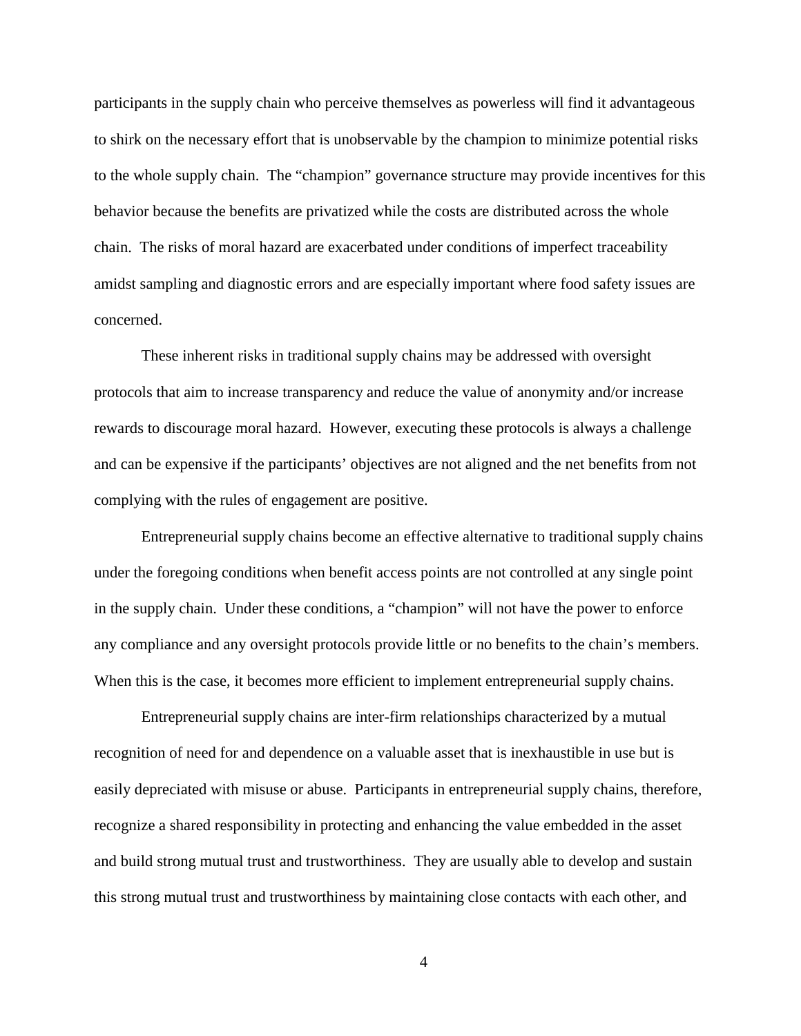participants in the supply chain who perceive themselves as powerless will find it advantageous to shirk on the necessary effort that is unobservable by the champion to minimize potential risks to the whole supply chain. The "champion" governance structure may provide incentives for this behavior because the benefits are privatized while the costs are distributed across the whole chain. The risks of moral hazard are exacerbated under conditions of imperfect traceability amidst sampling and diagnostic errors and are especially important where food safety issues are concerned.

These inherent risks in traditional supply chains may be addressed with oversight protocols that aim to increase transparency and reduce the value of anonymity and/or increase rewards to discourage moral hazard. However, executing these protocols is always a challenge and can be expensive if the participants' objectives are not aligned and the net benefits from not complying with the rules of engagement are positive.

Entrepreneurial supply chains become an effective alternative to traditional supply chains under the foregoing conditions when benefit access points are not controlled at any single point in the supply chain. Under these conditions, a "champion" will not have the power to enforce any compliance and any oversight protocols provide little or no benefits to the chain's members. When this is the case, it becomes more efficient to implement entrepreneurial supply chains.

Entrepreneurial supply chains are inter-firm relationships characterized by a mutual recognition of need for and dependence on a valuable asset that is inexhaustible in use but is easily depreciated with misuse or abuse. Participants in entrepreneurial supply chains, therefore, recognize a shared responsibility in protecting and enhancing the value embedded in the asset and build strong mutual trust and trustworthiness. They are usually able to develop and sustain this strong mutual trust and trustworthiness by maintaining close contacts with each other, and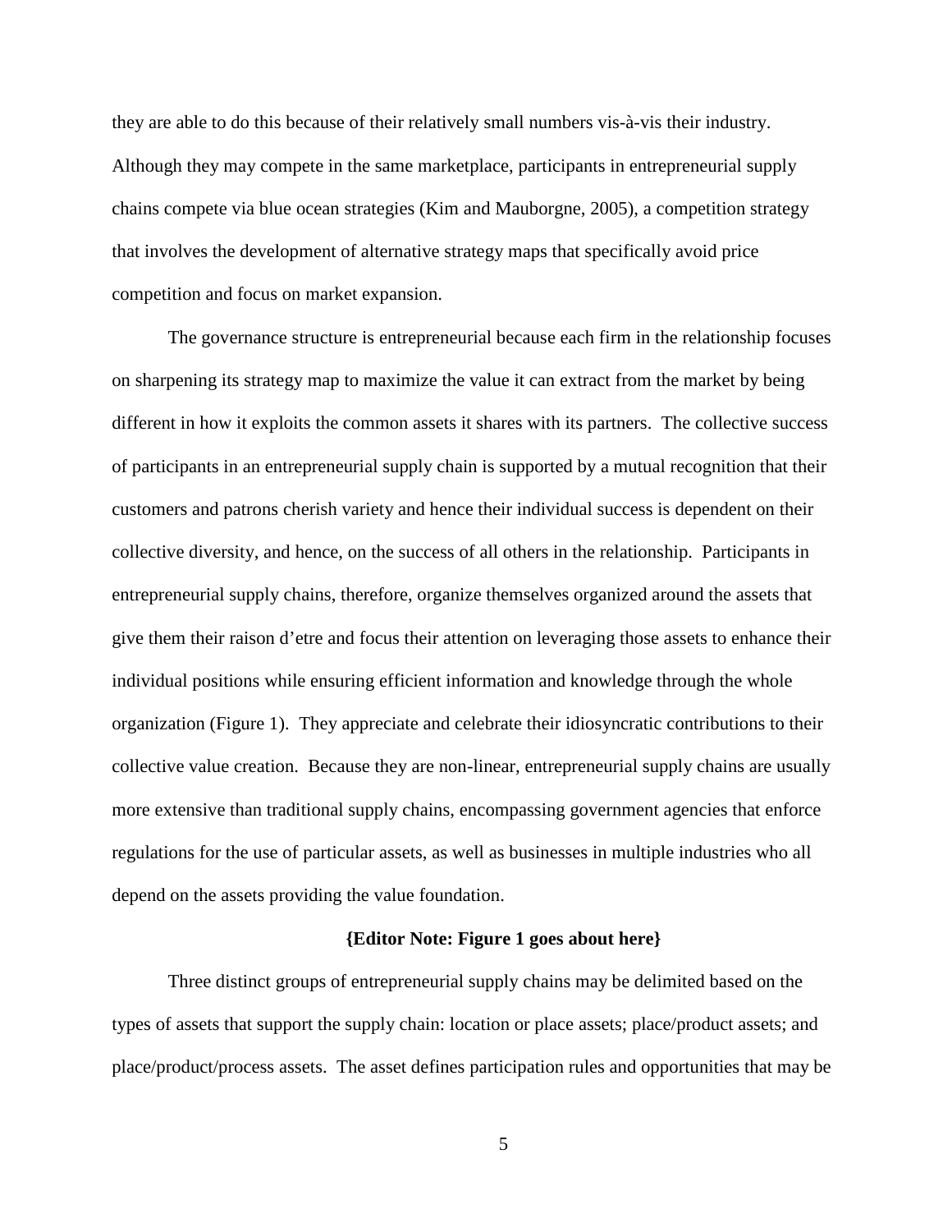they are able to do this because of their relatively small numbers vis-à-vis their industry. Although they may compete in the same marketplace, participants in entrepreneurial supply chains compete via blue ocean strategies (Kim and Mauborgne, 2005), a competition strategy that involves the development of alternative strategy maps that specifically avoid price competition and focus on market expansion.

The governance structure is entrepreneurial because each firm in the relationship focuses on sharpening its strategy map to maximize the value it can extract from the market by being different in how it exploits the common assets it shares with its partners. The collective success of participants in an entrepreneurial supply chain is supported by a mutual recognition that their customers and patrons cherish variety and hence their individual success is dependent on their collective diversity, and hence, on the success of all others in the relationship. Participants in entrepreneurial supply chains, therefore, organize themselves organized around the assets that give them their raison d'etre and focus their attention on leveraging those assets to enhance their individual positions while ensuring efficient information and knowledge through the whole organization (Figure 1). They appreciate and celebrate their idiosyncratic contributions to their collective value creation. Because they are non-linear, entrepreneurial supply chains are usually more extensive than traditional supply chains, encompassing government agencies that enforce regulations for the use of particular assets, as well as businesses in multiple industries who all depend on the assets providing the value foundation.

**{Editor Note: Figure 1 goes about here}**

Three distinct groups of entrepreneurial supply chains may be delimited based on the types of assets that support the supply chain: location or place assets; place/product assets; and place/product/process assets. The asset defines participation rules and opportunities that may be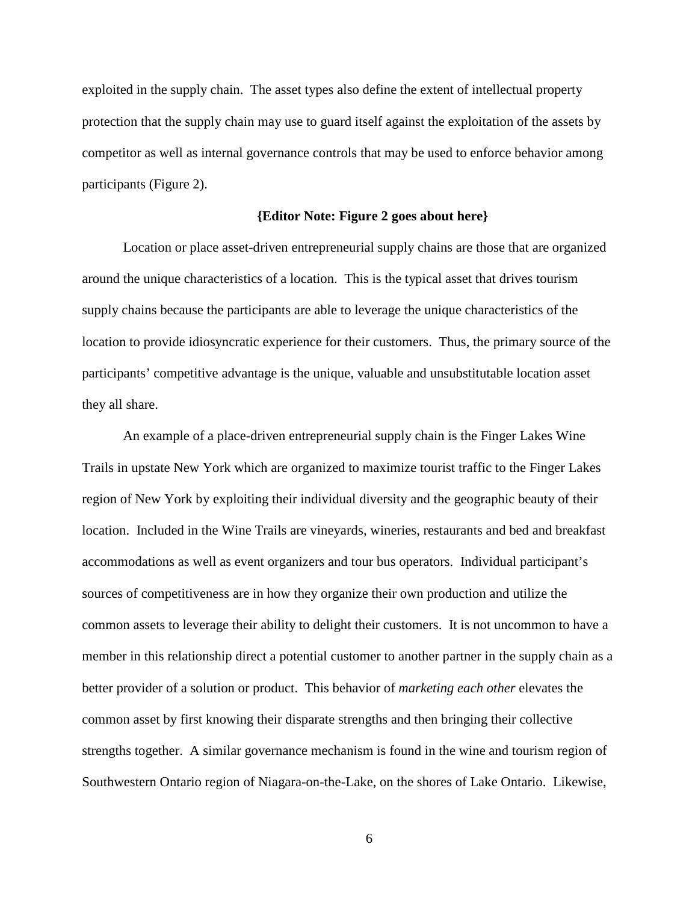exploited in the supply chain. The asset types also define the extent of intellectual property protection that the supply chain may use to guard itself against the exploitation of the assets by competitor as well as internal governance controls that may be used to enforce behavior among participants (Figure 2).

**{Editor Note: Figure 2 goes about here}**

Location or place asset-driven entrepreneurial supply chains are those that are organized around the unique characteristics of a location. This is the typical asset that drives tourism supply chains because the participants are able to leverage the unique characteristics of the location to provide idiosyncratic experience for their customers. Thus, the primary source of the participants' competitive advantage is the unique, valuable and unsubstitutable location asset they all share.

An example of a place-driven entrepreneurial supply chain is the Finger Lakes Wine Trails in upstate New York which are organized to maximize tourist traffic to the Finger Lakes region of New York by exploiting their individual diversity and the geographic beauty of their location. Included in the Wine Trails are vineyards, wineries, restaurants and bed and breakfast accommodations as well as event organizers and tour bus operators. Individual participant's sources of competitiveness are in how they organize their own production and utilize the common assets to leverage their ability to delight their customers. It is not uncommon to have a member in this relationship direct a potential customer to another partner in the supply chain as a better provider of a solution or product. This behavior of *marketing each other* elevates the common asset by first knowing their disparate strengths and then bringing their collective strengths together. A similar governance mechanism is found in the wine and tourism region of Southwestern Ontario region of Niagara-on-the-Lake, on the shores of Lake Ontario. Likewise,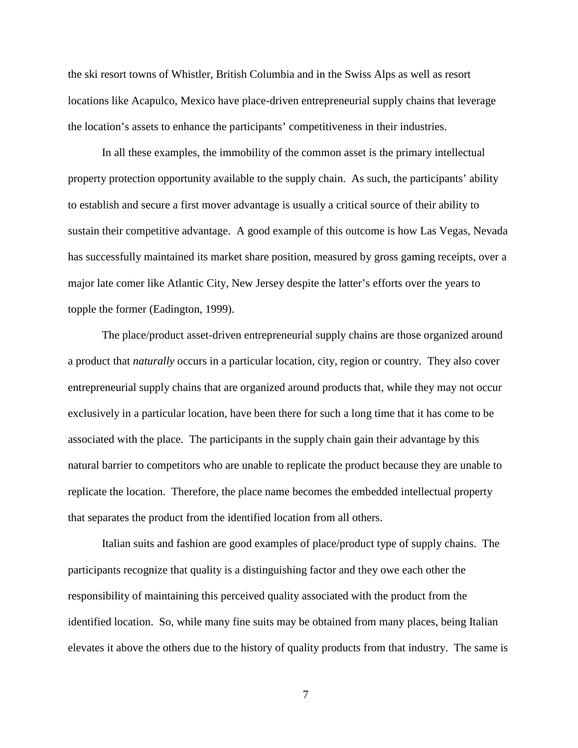the ski resort towns of Whistler, British Columbia and in the Swiss Alps as well as resort locations like Acapulco, Mexico have place-driven entrepreneurial supply chains that leverage the location's assets to enhance the participants' competitiveness in their industries.

In all these examples, the immobility of the common asset is the primary intellectual property protection opportunity available to the supply chain. As such, the participants' ability to establish and secure a first mover advantage is usually a critical source of their ability to sustain their competitive advantage. A good example of this outcome is how Las Vegas, Nevada has successfully maintained its market share position, measured by gross gaming receipts, over a major late comer like Atlantic City, New Jersey despite the latter's efforts over the years to topple the former (Eadington, 1999).

The place/product asset-driven entrepreneurial supply chains are those organized around a product that *naturally* occurs in a particular location, city, region or country. They also cover entrepreneurial supply chains that are organized around products that, while they may not occur exclusively in a particular location, have been there for such a long time that it has come to be associated with the place. The participants in the supply chain gain their advantage by this natural barrier to competitors who are unable to replicate the product because they are unable to replicate the location. Therefore, the place name becomes the embedded intellectual property that separates the product from the identified location from all others.

Italian suits and fashion are good examples of place/product type of supply chains. The participants recognize that quality is a distinguishing factor and they owe each other the responsibility of maintaining this perceived quality associated with the product from the identified location. So, while many fine suits may be obtained from many places, being Italian elevates it above the others due to the history of quality products from that industry. The same is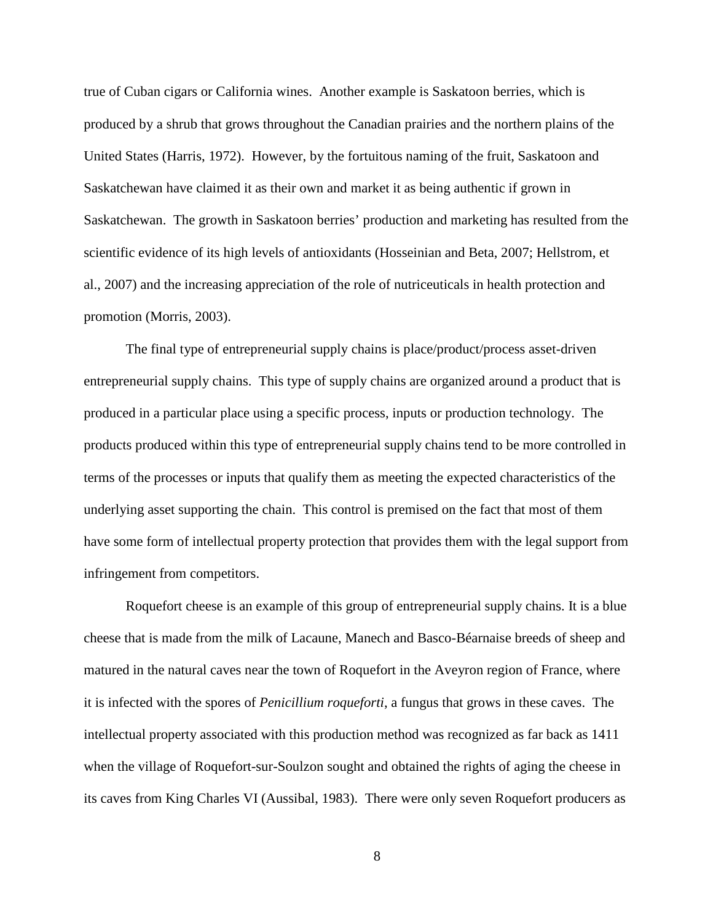true of Cuban cigars or California wines. Another example is Saskatoon berries, which is produced by a shrub that grows throughout the Canadian prairies and the northern plains of the United States (Harris, 1972). However, by the fortuitous naming of the fruit, Saskatoon and Saskatchewan have claimed it as their own and market it as being authentic if grown in Saskatchewan. The growth in Saskatoon berries' production and marketing has resulted from the scientific evidence of its high levels of antioxidants (Hosseinian and Beta, 2007; Hellstrom, et al., 2007) and the increasing appreciation of the role of nutriceuticals in health protection and promotion (Morris, 2003).

The final type of entrepreneurial supply chains is place/product/process asset-driven entrepreneurial supply chains. This type of supply chains are organized around a product that is produced in a particular place using a specific process, inputs or production technology. The products produced within this type of entrepreneurial supply chains tend to be more controlled in terms of the processes or inputs that qualify them as meeting the expected characteristics of the underlying asset supporting the chain. This control is premised on the fact that most of them have some form of intellectual property protection that provides them with the legal support from infringement from competitors.

Roquefort cheese is an example of this group of entrepreneurial supply chains. It is a blue cheese that is made from the milk of Lacaune, Manech and Basco-Béarnaise breeds of sheep and matured in the natural caves near the town of Roquefort in the Aveyron region of France, where it is infected with the spores of *Penicillium roqueforti*, a fungus that grows in these caves. The intellectual property associated with this production method was recognized as far back as 1411 when the village of Roquefort-sur-Soulzon sought and obtained the rights of aging the cheese in its caves from King Charles VI (Aussibal, 1983). There were only seven Roquefort producers as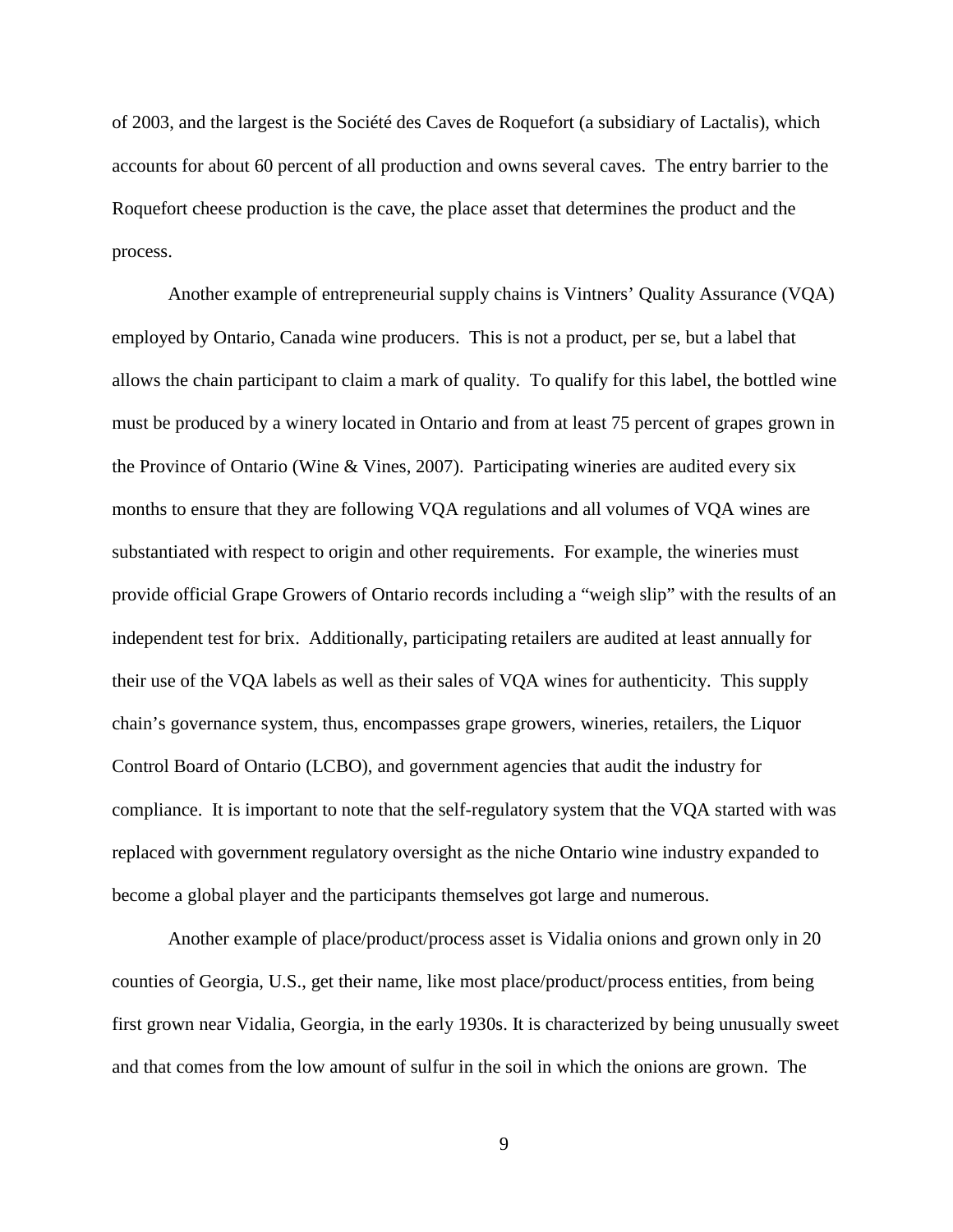of 2003, and the largest is the Société des Caves de Roquefort (a subsidiary of Lactalis), which accounts for about 60 percent of all production and owns several caves. The entry barrier to the Roquefort cheese production is the cave, the place asset that determines the product and the process.

Another example of entrepreneurial supply chains is Vintners' Quality Assurance (VQA) employed by Ontario, Canada wine producers. This is not a product, per se, but a label that allows the chain participant to claim a mark of quality. To qualify for this label, the bottled wine must be produced by a winery located in Ontario and from at least 75 percent of grapes grown in the Province of Ontario (Wine & Vines, 2007). Participating wineries are audited every six months to ensure that they are following VQA regulations and all volumes of VQA wines are substantiated with respect to origin and other requirements. For example, the wineries must provide official Grape Growers of Ontario records including a "weigh slip" with the results of an independent test for brix. Additionally, participating retailers are audited at least annually for their use of the VQA labels as well as their sales of VQA wines for authenticity. This supply chain's governance system, thus, encompasses grape growers, wineries, retailers, the Liquor Control Board of Ontario (LCBO), and government agencies that audit the industry for compliance. It is important to note that the self-regulatory system that the VQA started with was replaced with government regulatory oversight as the niche Ontario wine industry expanded to become a global player and the participants themselves got large and numerous.

Another example of place/product/process asset is Vidalia onions and grown only in 20 counties of Georgia, U.S., get their name, like most place/product/process entities, from being first grown near Vidalia, Georgia, in the early 1930s. It is characterized by being unusually sweet and that comes from the low amount of sulfur in the soil in which the onions are grown. The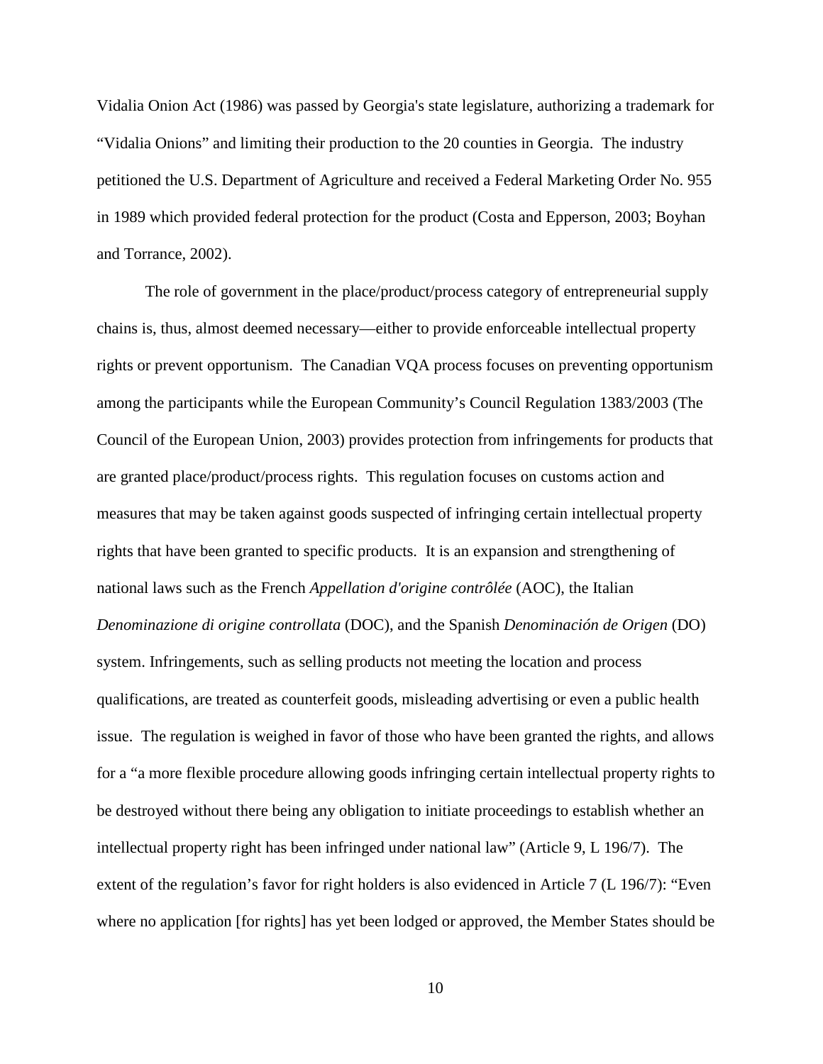Vidalia Onion Act (1986) was passed by Georgia's state legislature, authorizing a trademark for "Vidalia Onions" and limiting their production to the 20 counties in Georgia. The industry petitioned the U.S. Department of Agriculture and received a Federal Marketing Order No. 955 in 1989 which provided federal protection for the product (Costa and Epperson, 2003; Boyhan and Torrance, 2002).

The role of government in the place/product/process category of entrepreneurial supply chains is, thus, almost deemed necessary—either to provide enforceable intellectual property rights or prevent opportunism. The Canadian VQA process focuses on preventing opportunism among the participants while the European Community's Council Regulation 1383/2003 (The Council of the European Union, 2003) provides protection from infringements for products that are granted place/product/process rights. This regulation focuses on customs action and measures that may be taken against goods suspected of infringing certain intellectual property rights that have been granted to specific products. It is an expansion and strengthening of national laws such as the French *Appellation d'origine contrôlée* (AOC), the Italian *Denominazione di origine controllata* (DOC), and the Spanish *Denominación de Origen* (DO) system. Infringements, such as selling products not meeting the location and process qualifications, are treated as counterfeit goods, misleading advertising or even a public health issue. The regulation is weighed in favor of those who have been granted the rights, and allows for a "a more flexible procedure allowing goods infringing certain intellectual property rights to be destroyed without there being any obligation to initiate proceedings to establish whether an intellectual property right has been infringed under national law" (Article 9, L 196/7). The extent of the regulation's favor for right holders is also evidenced in Article 7 (L 196/7): "Even where no application [for rights] has yet been lodged or approved, the Member States should be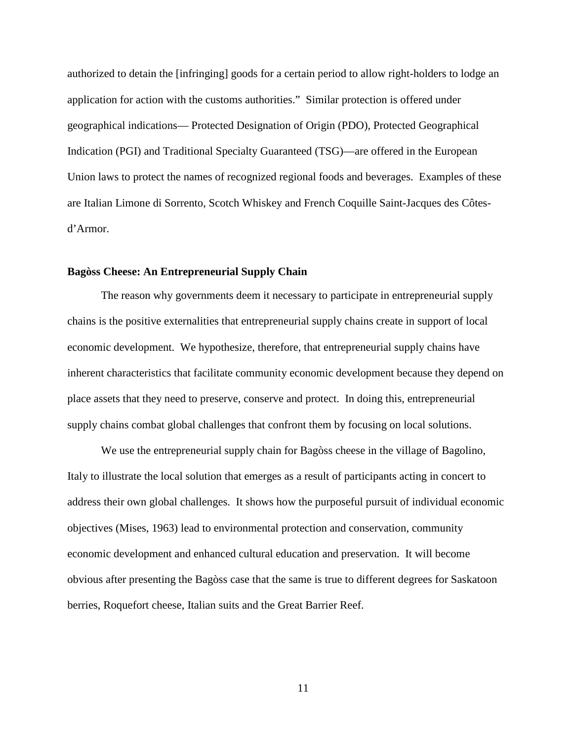authorized to detain the [infringing] goods for a certain period to allow right-holders to lodge an application for action with the customs authorities." Similar protection is offered under geographical indications— Protected Designation of Origin (PDO), Protected Geographical Indication (PGI) and Traditional Specialty Guaranteed (TSG)—are offered in the European Union laws to protect the names of recognized regional foods and beverages. Examples of these are Italian Limone di Sorrento, Scotch Whiskey and French Coquille Saint-Jacques des Côtes-d'Armor.

**Bagòss Cheese: An Entrepreneurial Supply Chain**

The reason why governments deem it necessary to participate in entrepreneurial supply chains is the positive externalities that entrepreneurial supply chains create in support of local economic development. We hypothesize, therefore, that entrepreneurial supply chains have inherent characteristics that facilitate community economic development because they depend on place assets that they need to preserve, conserve and protect. In doing this, entrepreneurial supply chains combat global challenges that confront them by focusing on local solutions.

We use the entrepreneurial supply chain for Bagòss cheese in the village of Bagolino, Italy to illustrate the local solution that emerges as a result of participants acting in concert to address their own global challenges. It shows how the purposeful pursuit of individual economic objectives (Mises, 1963) lead to environmental protection and conservation, community economic development and enhanced cultural education and preservation. It will become obvious after presenting the Bagòss case that the same is true to different degrees for Saskatoon berries, Roquefort cheese, Italian suits and the Great Barrier Reef.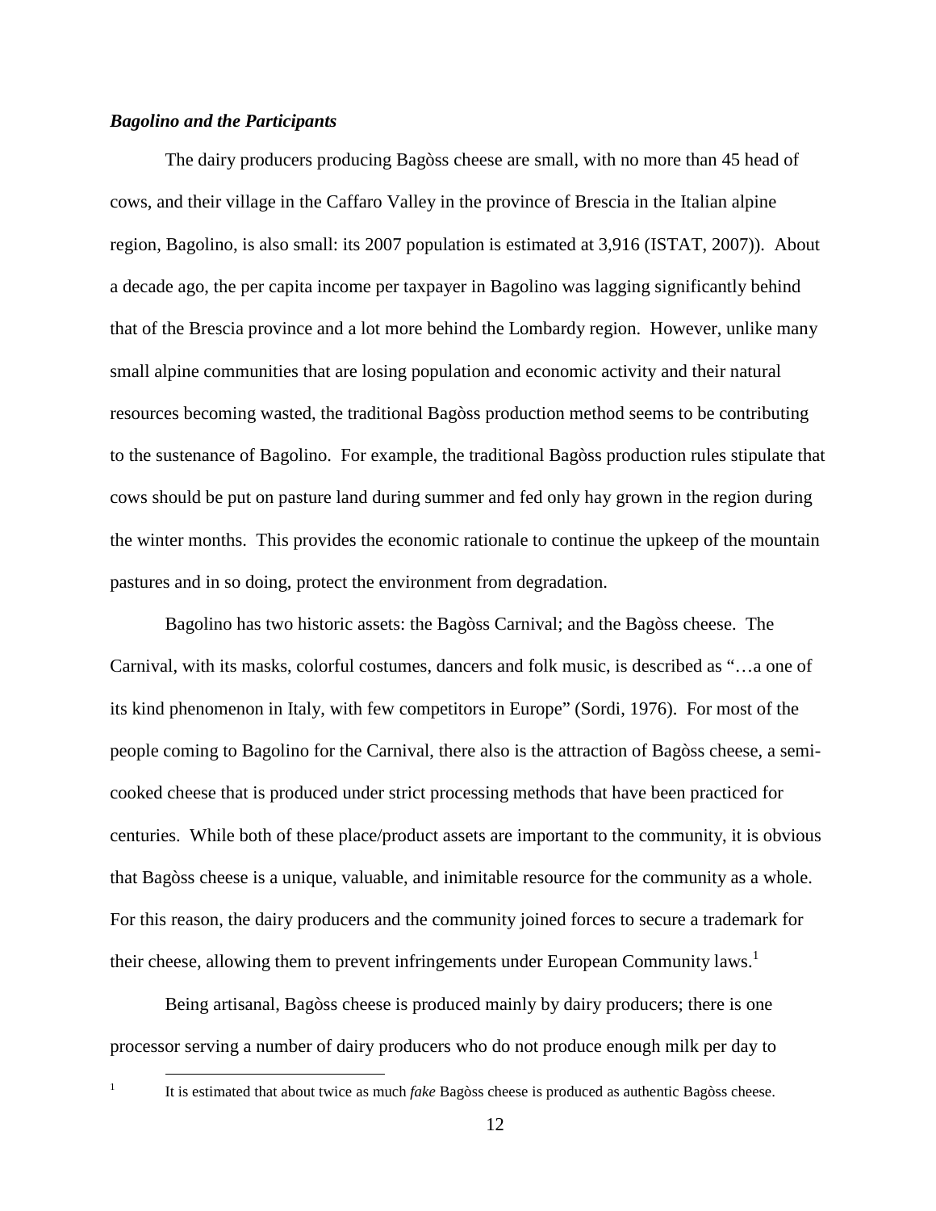***Bagolino and the Participants***

The dairy producers producing Bagòss cheese are small, with no more than 45 head of cows, and their village in the Caffaro Valley in the province of Brescia in the Italian alpine region, Bagolino, is also small: its 2007 population is estimated at 3,916 (ISTAT, 2007)). About a decade ago, the per capita income per taxpayer in Bagolino was lagging significantly behind that of the Brescia province and a lot more behind the Lombardy region. However, unlike many small alpine communities that are losing population and economic activity and their natural resources becoming wasted, the traditional Bagòss production method seems to be contributing to the sustenance of Bagolino. For example, the traditional Bagòss production rules stipulate that cows should be put on pasture land during summer and fed only hay grown in the region during the winter months. This provides the economic rationale to continue the upkeep of the mountain pastures and in so doing, protect the environment from degradation.

Bagolino has two historic assets: the Bagòss Carnival; and the Bagòss cheese. The Carnival, with its masks, colorful costumes, dancers and folk music, is described as "…a one of its kind phenomenon in Italy, with few competitors in Europe" (Sordi, 1976). For most of the people coming to Bagolino for the Carnival, there also is the attraction of Bagòss cheese, a semi-cooked cheese that is produced under strict processing methods that have been practiced for centuries. While both of these place/product assets are important to the community, it is obvious that Bagòss cheese is a unique, valuable, and inimitable resource for the community as a whole. For this reason, the dairy producers and the community joined forces to secure a trademark for their cheese, allowing them to prevent infringements under European Community laws.[1]

Being artisanal, Bagòss cheese is produced mainly by dairy producers; there is one processor serving a number of dairy producers who do not produce enough milk per day to

[1] It is estimated that about twice as much *fake* Bagòss cheese is produced as authentic Bagòss cheese.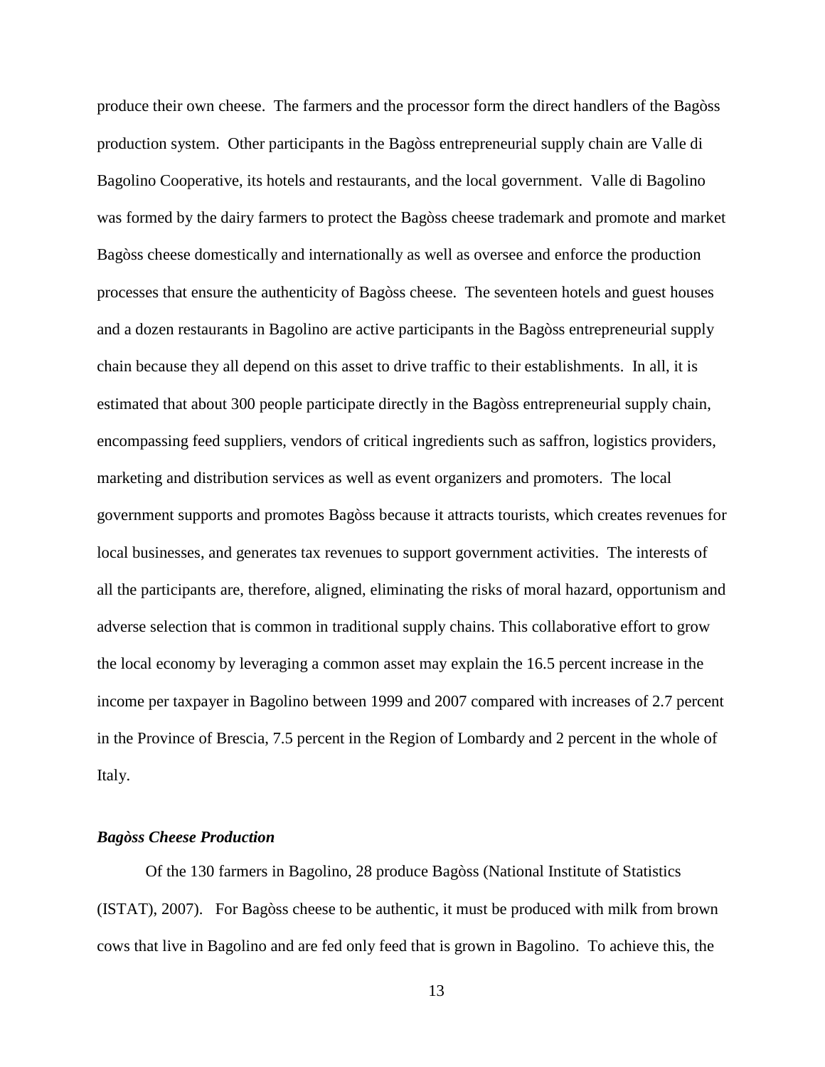produce their own cheese. The farmers and the processor form the direct handlers of the Bagòss production system. Other participants in the Bagòss entrepreneurial supply chain are Valle di Bagolino Cooperative, its hotels and restaurants, and the local government. Valle di Bagolino was formed by the dairy farmers to protect the Bagòss cheese trademark and promote and market Bagòss cheese domestically and internationally as well as oversee and enforce the production processes that ensure the authenticity of Bagòss cheese. The seventeen hotels and guest houses and a dozen restaurants in Bagolino are active participants in the Bagòss entrepreneurial supply chain because they all depend on this asset to drive traffic to their establishments. In all, it is estimated that about 300 people participate directly in the Bagòss entrepreneurial supply chain, encompassing feed suppliers, vendors of critical ingredients such as saffron, logistics providers, marketing and distribution services as well as event organizers and promoters. The local government supports and promotes Bagòss because it attracts tourists, which creates revenues for local businesses, and generates tax revenues to support government activities. The interests of all the participants are, therefore, aligned, eliminating the risks of moral hazard, opportunism and adverse selection that is common in traditional supply chains. This collaborative effort to grow the local economy by leveraging a common asset may explain the 16.5 percent increase in the income per taxpayer in Bagolino between 1999 and 2007 compared with increases of 2.7 percent in the Province of Brescia, 7.5 percent in the Region of Lombardy and 2 percent in the whole of Italy.

### *Bagòss Cheese Production*

Of the 130 farmers in Bagolino, 28 produce Bagòss (National Institute of Statistics (ISTAT), 2007). For Bagòss cheese to be authentic, it must be produced with milk from brown cows that live in Bagolino and are fed only feed that is grown in Bagolino. To achieve this, the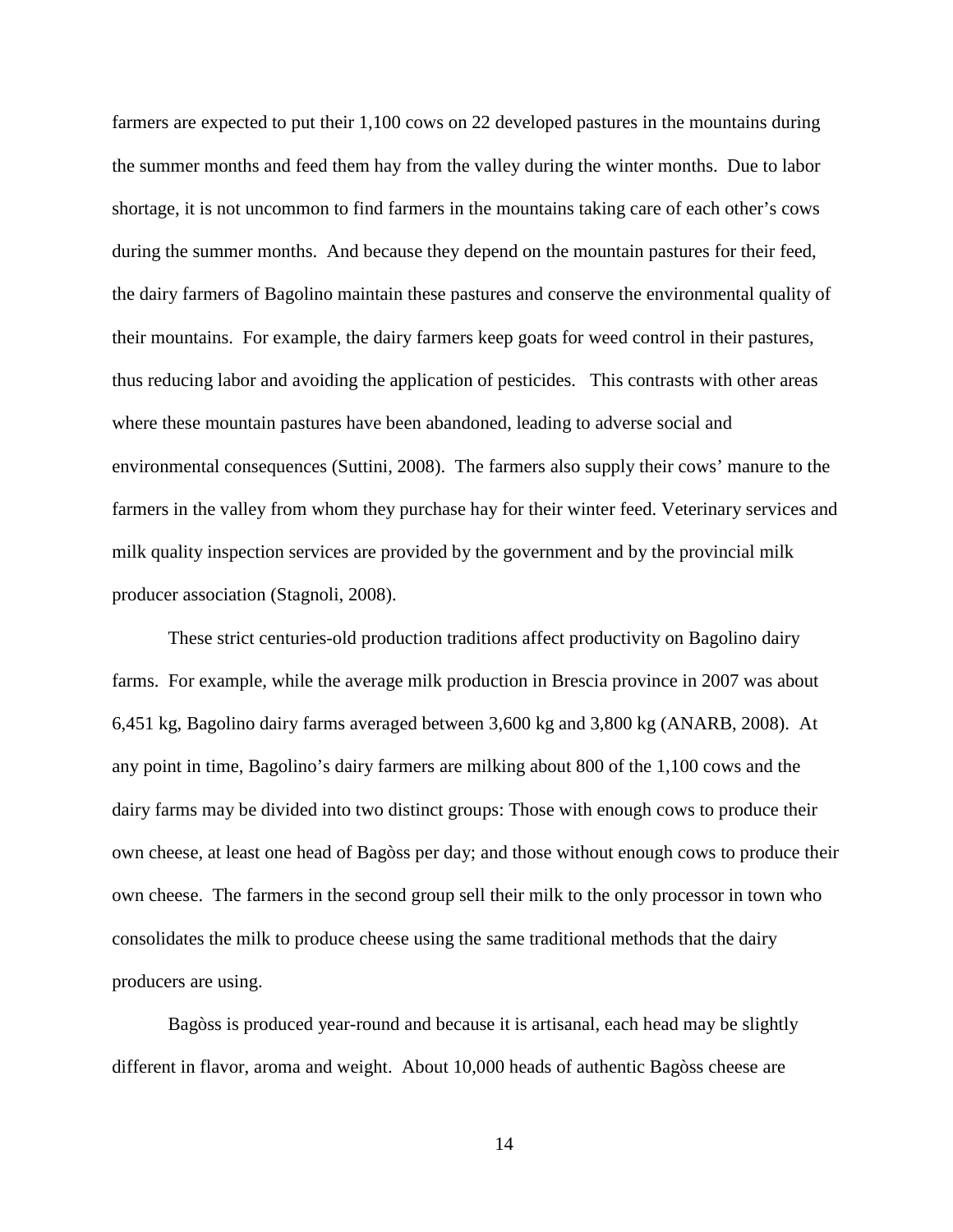farmers are expected to put their 1,100 cows on 22 developed pastures in the mountains during the summer months and feed them hay from the valley during the winter months. Due to labor shortage, it is not uncommon to find farmers in the mountains taking care of each other's cows during the summer months. And because they depend on the mountain pastures for their feed, the dairy farmers of Bagolino maintain these pastures and conserve the environmental quality of their mountains. For example, the dairy farmers keep goats for weed control in their pastures, thus reducing labor and avoiding the application of pesticides. This contrasts with other areas where these mountain pastures have been abandoned, leading to adverse social and environmental consequences (Suttini, 2008). The farmers also supply their cows' manure to the farmers in the valley from whom they purchase hay for their winter feed. Veterinary services and milk quality inspection services are provided by the government and by the provincial milk producer association (Stagnoli, 2008).

These strict centuries-old production traditions affect productivity on Bagolino dairy farms. For example, while the average milk production in Brescia province in 2007 was about 6,451 kg, Bagolino dairy farms averaged between 3,600 kg and 3,800 kg (ANARB, 2008). At any point in time, Bagolino's dairy farmers are milking about 800 of the 1,100 cows and the dairy farms may be divided into two distinct groups: Those with enough cows to produce their own cheese, at least one head of Bagòss per day; and those without enough cows to produce their own cheese. The farmers in the second group sell their milk to the only processor in town who consolidates the milk to produce cheese using the same traditional methods that the dairy producers are using.

Bagòss is produced year-round and because it is artisanal, each head may be slightly different in flavor, aroma and weight. About 10,000 heads of authentic Bagòss cheese are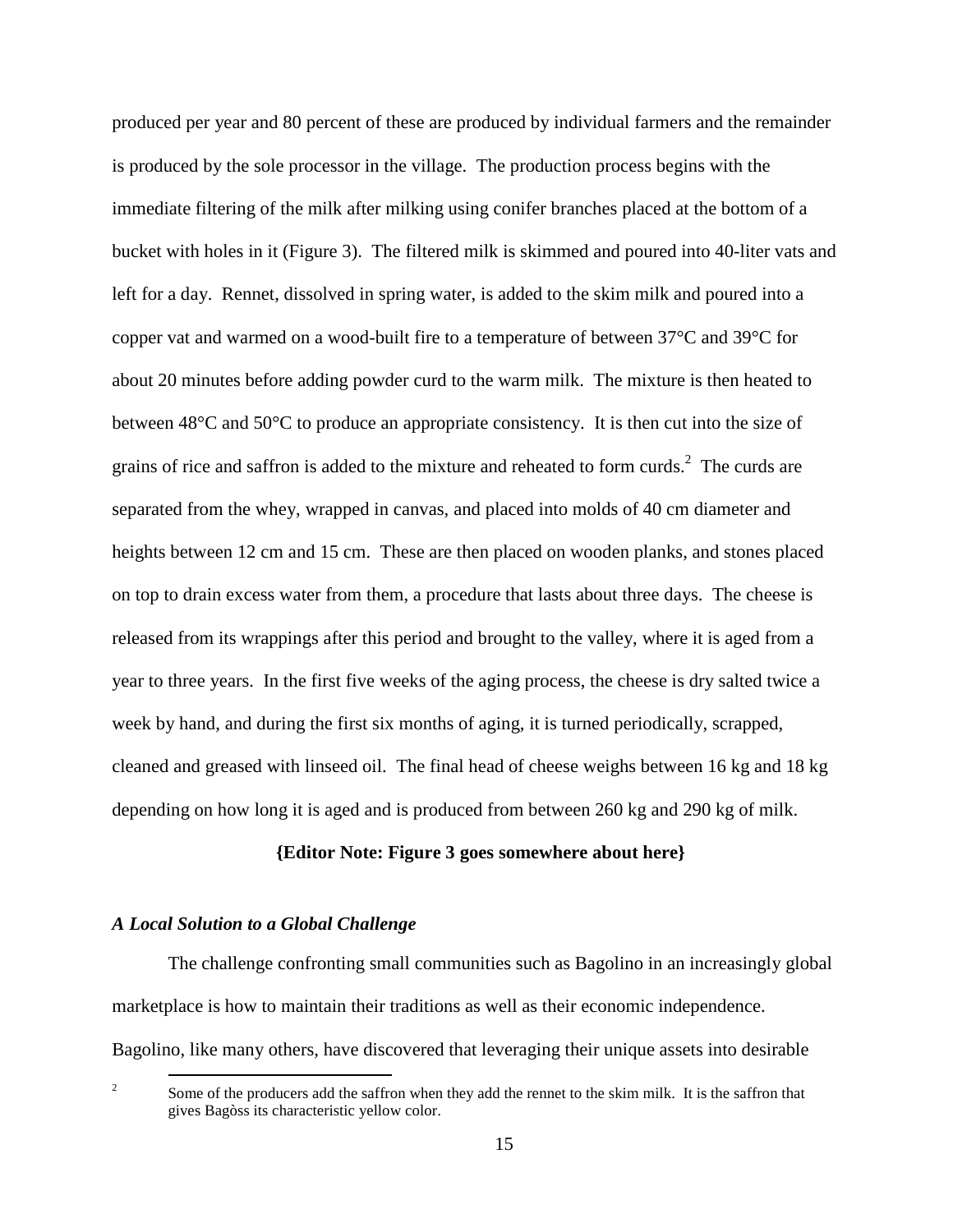produced per year and 80 percent of these are produced by individual farmers and the remainder is produced by the sole processor in the village. The production process begins with the immediate filtering of the milk after milking using conifer branches placed at the bottom of a bucket with holes in it (Figure 3). The filtered milk is skimmed and poured into 40-liter vats and left for a day. Rennet, dissolved in spring water, is added to the skim milk and poured into a copper vat and warmed on a wood-built fire to a temperature of between 37°C and 39°C for about 20 minutes before adding powder curd to the warm milk. The mixture is then heated to between 48°C and 50°C to produce an appropriate consistency. It is then cut into the size of grains of rice and saffron is added to the mixture and reheated to form curds.[2] The curds are separated from the whey, wrapped in canvas, and placed into molds of 40 cm diameter and heights between 12 cm and 15 cm. These are then placed on wooden planks, and stones placed on top to drain excess water from them, a procedure that lasts about three days. The cheese is released from its wrappings after this period and brought to the valley, where it is aged from a year to three years. In the first five weeks of the aging process, the cheese is dry salted twice a week by hand, and during the first six months of aging, it is turned periodically, scrapped, cleaned and greased with linseed oil. The final head of cheese weighs between 16 kg and 18 kg depending on how long it is aged and is produced from between 260 kg and 290 kg of milk.

**{Editor Note: Figure 3 goes somewhere about here}**

### *A Local Solution to a Global Challenge*

The challenge confronting small communities such as Bagolino in an increasingly global marketplace is how to maintain their traditions as well as their economic independence. Bagolino, like many others, have discovered that leveraging their unique assets into desirable

---

[2] Some of the producers add the saffron when they add the rennet to the skim milk. It is the saffron that gives Bagòss its characteristic yellow color.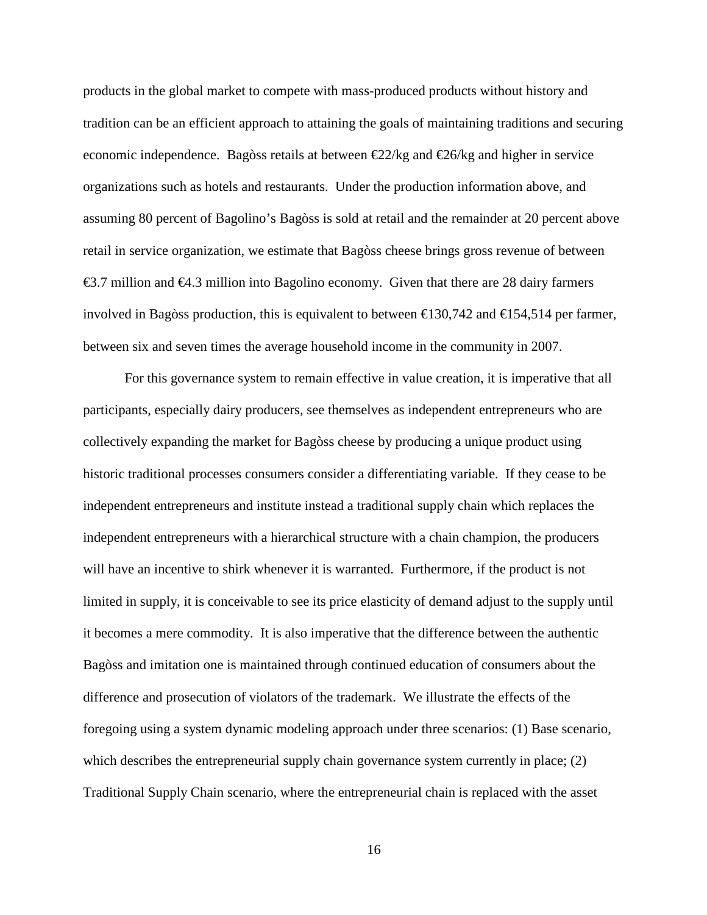products in the global market to compete with mass-produced products without history and tradition can be an efficient approach to attaining the goals of maintaining traditions and securing economic independence. Bagòss retails at between €22/kg and €26/kg and higher in service organizations such as hotels and restaurants. Under the production information above, and assuming 80 percent of Bagolino's Bagòss is sold at retail and the remainder at 20 percent above retail in service organization, we estimate that Bagòss cheese brings gross revenue of between €3.7 million and €4.3 million into Bagolino economy. Given that there are 28 dairy farmers involved in Bagòss production, this is equivalent to between €130,742 and €154,514 per farmer, between six and seven times the average household income in the community in 2007.

For this governance system to remain effective in value creation, it is imperative that all participants, especially dairy producers, see themselves as independent entrepreneurs who are collectively expanding the market for Bagòss cheese by producing a unique product using historic traditional processes consumers consider a differentiating variable. If they cease to be independent entrepreneurs and institute instead a traditional supply chain which replaces the independent entrepreneurs with a hierarchical structure with a chain champion, the producers will have an incentive to shirk whenever it is warranted. Furthermore, if the product is not limited in supply, it is conceivable to see its price elasticity of demand adjust to the supply until it becomes a mere commodity. It is also imperative that the difference between the authentic Bagòss and imitation one is maintained through continued education of consumers about the difference and prosecution of violators of the trademark. We illustrate the effects of the foregoing using a system dynamic modeling approach under three scenarios: (1) Base scenario, which describes the entrepreneurial supply chain governance system currently in place; (2) Traditional Supply Chain scenario, where the entrepreneurial chain is replaced with the asset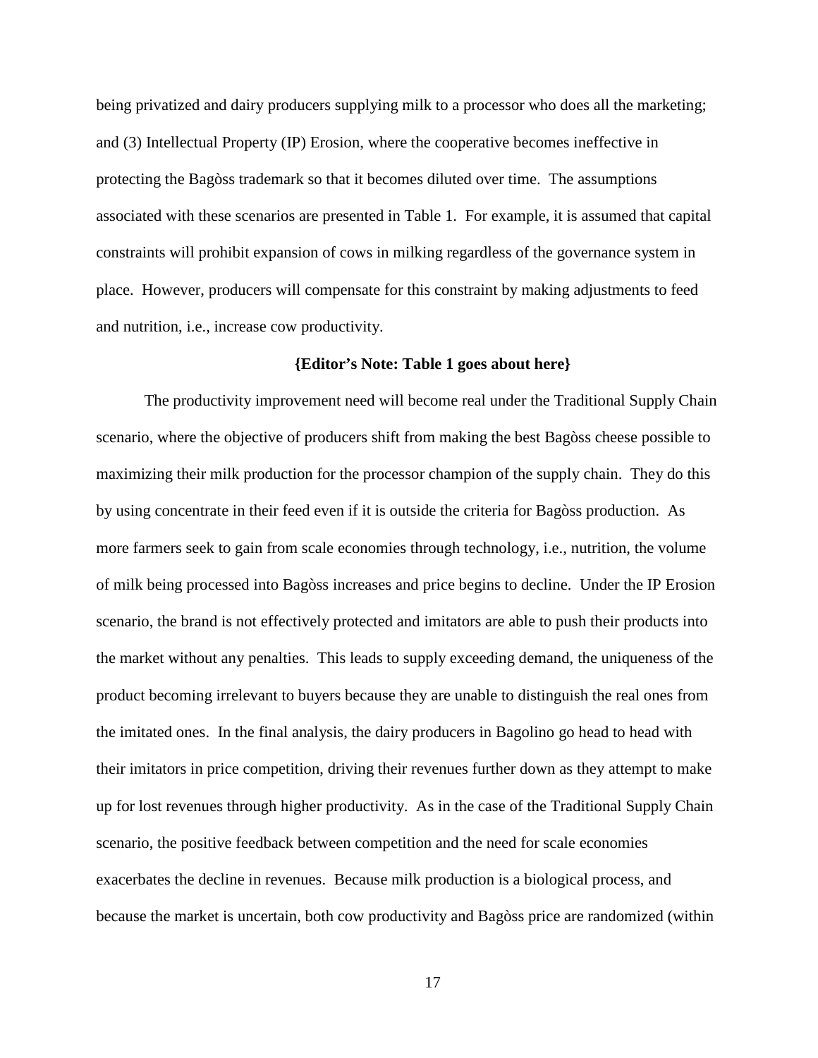being privatized and dairy producers supplying milk to a processor who does all the marketing; and (3) Intellectual Property (IP) Erosion, where the cooperative becomes ineffective in protecting the Bagòss trademark so that it becomes diluted over time. The assumptions associated with these scenarios are presented in Table 1. For example, it is assumed that capital constraints will prohibit expansion of cows in milking regardless of the governance system in place. However, producers will compensate for this constraint by making adjustments to feed and nutrition, i.e., increase cow productivity.

**{Editor's Note: Table 1 goes about here}**

The productivity improvement need will become real under the Traditional Supply Chain scenario, where the objective of producers shift from making the best Bagòss cheese possible to maximizing their milk production for the processor champion of the supply chain. They do this by using concentrate in their feed even if it is outside the criteria for Bagòss production. As more farmers seek to gain from scale economies through technology, i.e., nutrition, the volume of milk being processed into Bagòss increases and price begins to decline. Under the IP Erosion scenario, the brand is not effectively protected and imitators are able to push their products into the market without any penalties. This leads to supply exceeding demand, the uniqueness of the product becoming irrelevant to buyers because they are unable to distinguish the real ones from the imitated ones. In the final analysis, the dairy producers in Bagolino go head to head with their imitators in price competition, driving their revenues further down as they attempt to make up for lost revenues through higher productivity. As in the case of the Traditional Supply Chain scenario, the positive feedback between competition and the need for scale economies exacerbates the decline in revenues. Because milk production is a biological process, and because the market is uncertain, both cow productivity and Bagòss price are randomized (within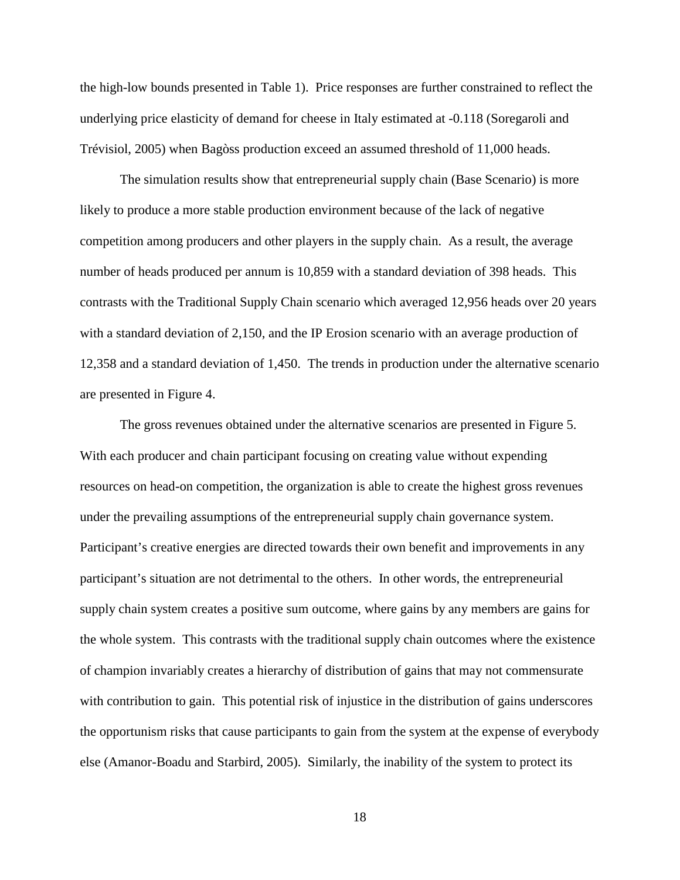the high-low bounds presented in Table 1). Price responses are further constrained to reflect the underlying price elasticity of demand for cheese in Italy estimated at -0.118 (Soregaroli and Trévisiol, 2005) when Bagòss production exceed an assumed threshold of 11,000 heads.

The simulation results show that entrepreneurial supply chain (Base Scenario) is more likely to produce a more stable production environment because of the lack of negative competition among producers and other players in the supply chain. As a result, the average number of heads produced per annum is 10,859 with a standard deviation of 398 heads. This contrasts with the Traditional Supply Chain scenario which averaged 12,956 heads over 20 years with a standard deviation of 2,150, and the IP Erosion scenario with an average production of 12,358 and a standard deviation of 1,450. The trends in production under the alternative scenario are presented in Figure 4.

The gross revenues obtained under the alternative scenarios are presented in Figure 5. With each producer and chain participant focusing on creating value without expending resources on head-on competition, the organization is able to create the highest gross revenues under the prevailing assumptions of the entrepreneurial supply chain governance system. Participant's creative energies are directed towards their own benefit and improvements in any participant's situation are not detrimental to the others. In other words, the entrepreneurial supply chain system creates a positive sum outcome, where gains by any members are gains for the whole system. This contrasts with the traditional supply chain outcomes where the existence of champion invariably creates a hierarchy of distribution of gains that may not commensurate with contribution to gain. This potential risk of injustice in the distribution of gains underscores the opportunism risks that cause participants to gain from the system at the expense of everybody else (Amanor-Boadu and Starbird, 2005). Similarly, the inability of the system to protect its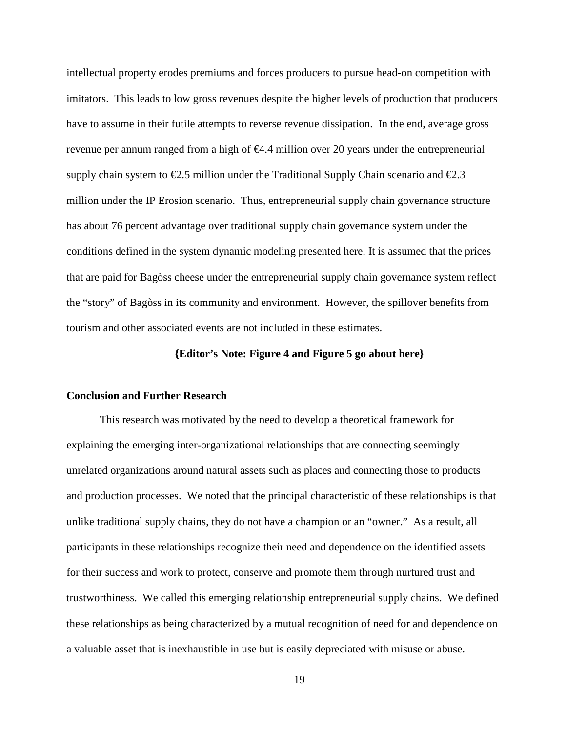intellectual property erodes premiums and forces producers to pursue head-on competition with imitators. This leads to low gross revenues despite the higher levels of production that producers have to assume in their futile attempts to reverse revenue dissipation. In the end, average gross revenue per annum ranged from a high of €4.4 million over 20 years under the entrepreneurial supply chain system to €2.5 million under the Traditional Supply Chain scenario and €2.3 million under the IP Erosion scenario. Thus, entrepreneurial supply chain governance structure has about 76 percent advantage over traditional supply chain governance system under the conditions defined in the system dynamic modeling presented here. It is assumed that the prices that are paid for Bagòss cheese under the entrepreneurial supply chain governance system reflect the "story" of Bagòss in its community and environment. However, the spillover benefits from tourism and other associated events are not included in these estimates.

**{Editor's Note: Figure 4 and Figure 5 go about here}**

## Conclusion and Further Research

This research was motivated by the need to develop a theoretical framework for explaining the emerging inter-organizational relationships that are connecting seemingly unrelated organizations around natural assets such as places and connecting those to products and production processes. We noted that the principal characteristic of these relationships is that unlike traditional supply chains, they do not have a champion or an "owner." As a result, all participants in these relationships recognize their need and dependence on the identified assets for their success and work to protect, conserve and promote them through nurtured trust and trustworthiness. We called this emerging relationship entrepreneurial supply chains. We defined these relationships as being characterized by a mutual recognition of need for and dependence on a valuable asset that is inexhaustible in use but is easily depreciated with misuse or abuse.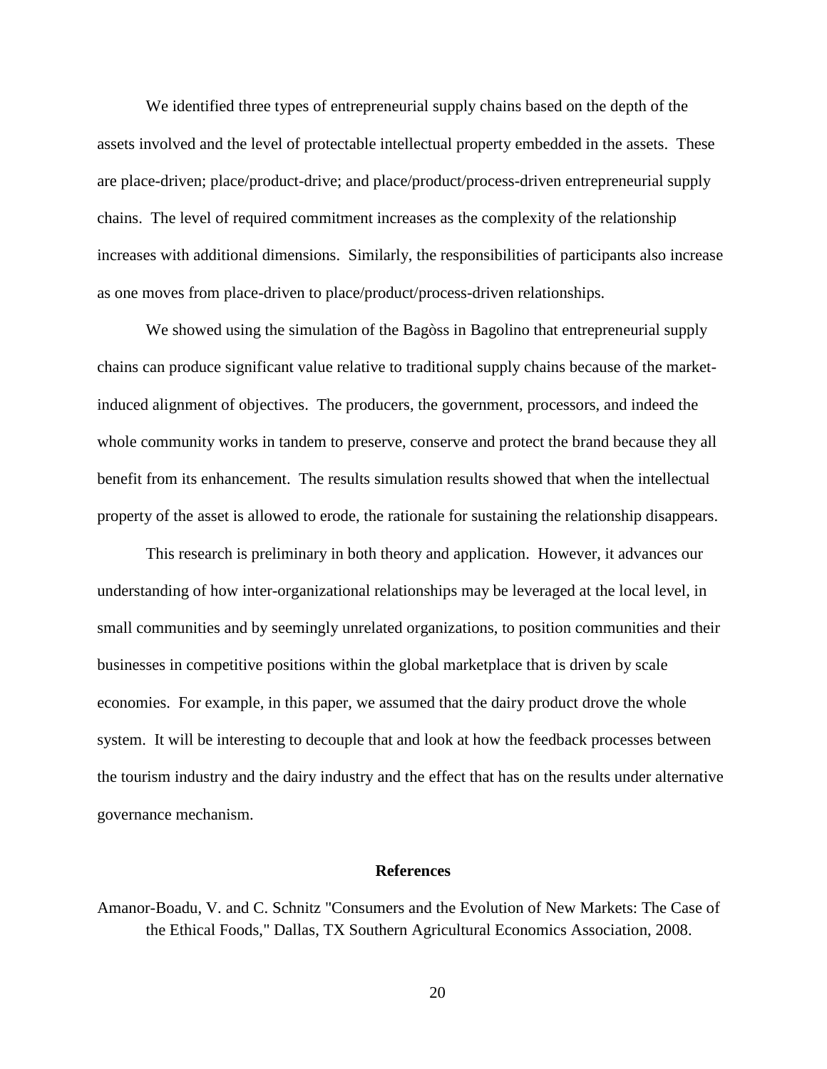We identified three types of entrepreneurial supply chains based on the depth of the assets involved and the level of protectable intellectual property embedded in the assets. These are place-driven; place/product-drive; and place/product/process-driven entrepreneurial supply chains. The level of required commitment increases as the complexity of the relationship increases with additional dimensions. Similarly, the responsibilities of participants also increase as one moves from place-driven to place/product/process-driven relationships.

We showed using the simulation of the Bagòss in Bagolino that entrepreneurial supply chains can produce significant value relative to traditional supply chains because of the market-induced alignment of objectives. The producers, the government, processors, and indeed the whole community works in tandem to preserve, conserve and protect the brand because they all benefit from its enhancement. The results simulation results showed that when the intellectual property of the asset is allowed to erode, the rationale for sustaining the relationship disappears.

This research is preliminary in both theory and application. However, it advances our understanding of how inter-organizational relationships may be leveraged at the local level, in small communities and by seemingly unrelated organizations, to position communities and their businesses in competitive positions within the global marketplace that is driven by scale economies. For example, in this paper, we assumed that the dairy product drove the whole system. It will be interesting to decouple that and look at how the feedback processes between the tourism industry and the dairy industry and the effect that has on the results under alternative governance mechanism.

## References

Amanor-Boadu, V. and C. Schnitz "Consumers and the Evolution of New Markets: The Case of the Ethical Foods," Dallas, TX Southern Agricultural Economics Association, 2008.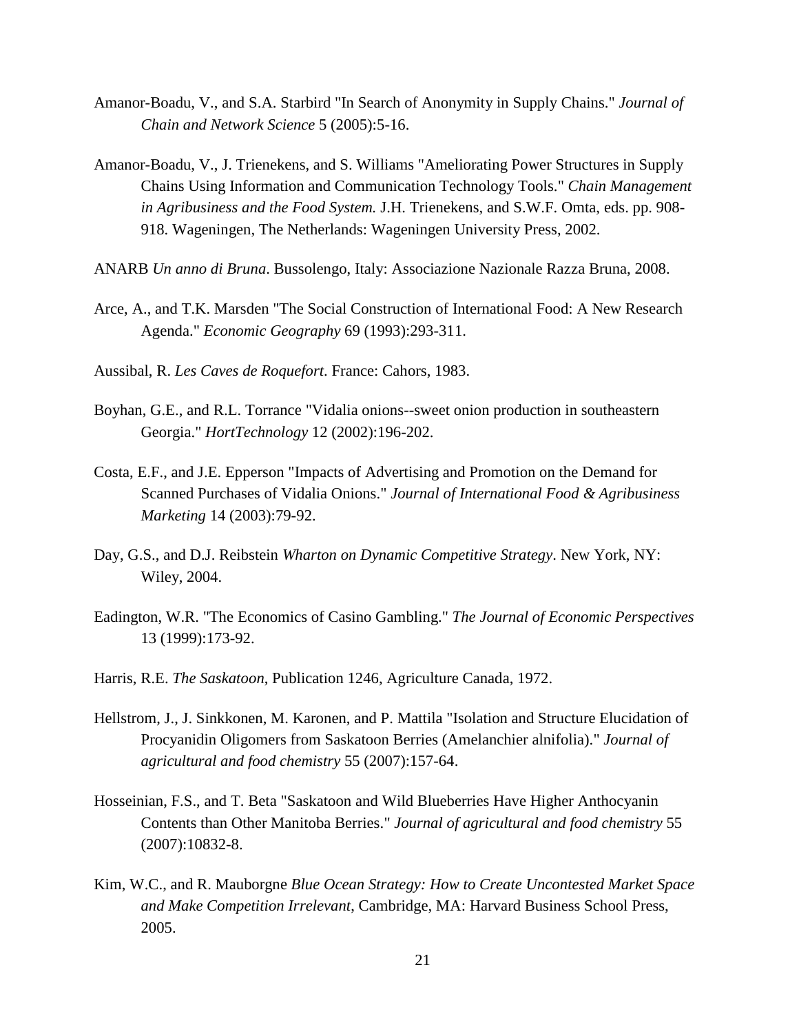Amanor-Boadu, V., and S.A. Starbird "In Search of Anonymity in Supply Chains." *Journal of Chain and Network Science* 5 (2005):5-16.

Amanor-Boadu, V., J. Trienekens, and S. Williams "Ameliorating Power Structures in Supply Chains Using Information and Communication Technology Tools." *Chain Management in Agribusiness and the Food System.* J.H. Trienekens, and S.W.F. Omta, eds. pp. 908-918. Wageningen, The Netherlands: Wageningen University Press, 2002.

ANARB *Un anno di Bruna*. Bussolengo, Italy: Associazione Nazionale Razza Bruna, 2008.

Arce, A., and T.K. Marsden "The Social Construction of International Food: A New Research Agenda." *Economic Geography* 69 (1993):293-311.

Aussibal, R. *Les Caves de Roquefort*. France: Cahors, 1983.

Boyhan, G.E., and R.L. Torrance "Vidalia onions--sweet onion production in southeastern Georgia." *HortTechnology* 12 (2002):196-202.

Costa, E.F., and J.E. Epperson "Impacts of Advertising and Promotion on the Demand for Scanned Purchases of Vidalia Onions." *Journal of International Food & Agribusiness Marketing* 14 (2003):79-92.

Day, G.S., and D.J. Reibstein *Wharton on Dynamic Competitive Strategy*. New York, NY: Wiley, 2004.

Eadington, W.R. "The Economics of Casino Gambling." *The Journal of Economic Perspectives* 13 (1999):173-92.

Harris, R.E. *The Saskatoon*, Publication 1246, Agriculture Canada, 1972.

Hellstrom, J., J. Sinkkonen, M. Karonen, and P. Mattila "Isolation and Structure Elucidation of Procyanidin Oligomers from Saskatoon Berries (Amelanchier alnifolia)." *Journal of agricultural and food chemistry* 55 (2007):157-64.

Hosseinian, F.S., and T. Beta "Saskatoon and Wild Blueberries Have Higher Anthocyanin Contents than Other Manitoba Berries." *Journal of agricultural and food chemistry* 55 (2007):10832-8.

Kim, W.C., and R. Mauborgne *Blue Ocean Strategy: How to Create Uncontested Market Space and Make Competition Irrelevant*, Cambridge, MA: Harvard Business School Press, 2005.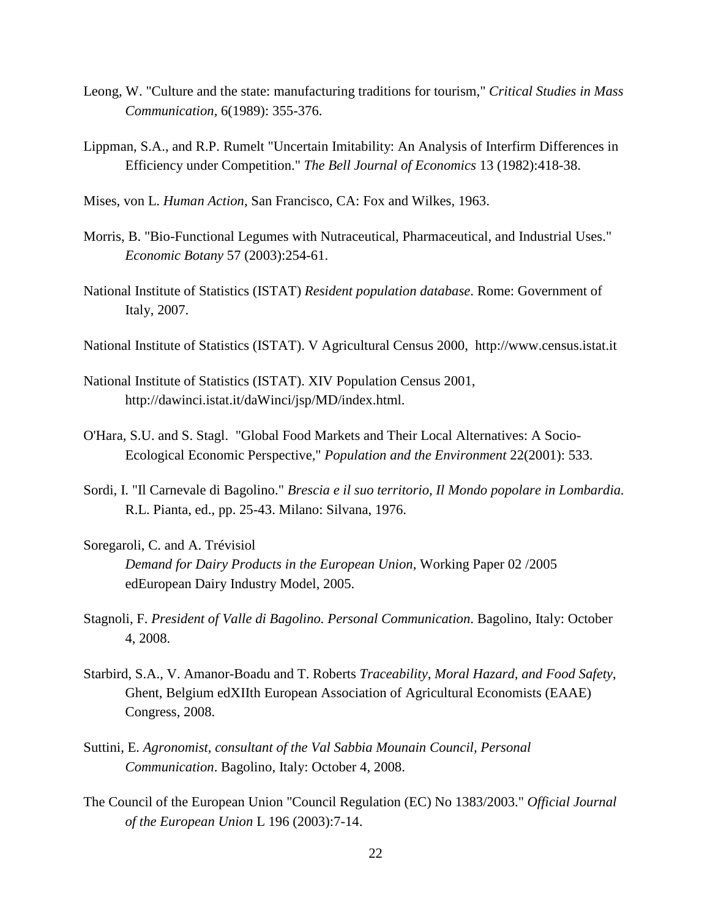Leong, W. "Culture and the state: manufacturing traditions for tourism," *Critical Studies in Mass Communication,* 6(1989): 355-376.

Lippman, S.A., and R.P. Rumelt "Uncertain Imitability: An Analysis of Interfirm Differences in Efficiency under Competition." *The Bell Journal of Economics* 13 (1982):418-38.

Mises, von L. *Human Action,* San Francisco, CA: Fox and Wilkes, 1963.

Morris, B. "Bio-Functional Legumes with Nutraceutical, Pharmaceutical, and Industrial Uses." *Economic Botany* 57 (2003):254-61.

National Institute of Statistics (ISTAT) *Resident population database*. Rome: Government of Italy, 2007.

National Institute of Statistics (ISTAT). V Agricultural Census 2000, http://www.census.istat.it

National Institute of Statistics (ISTAT). XIV Population Census 2001, http://dawinci.istat.it/daWinci/jsp/MD/index.html.

O'Hara, S.U. and S. Stagl. "Global Food Markets and Their Local Alternatives: A Socio-Ecological Economic Perspective," *Population and the Environment* 22(2001): 533.

Sordi, I. "Il Carnevale di Bagolino." *Brescia e il suo territorio, Il Mondo popolare in Lombardia.* R.L. Pianta, ed., pp. 25-43. Milano: Silvana, 1976.

Soregaroli, C. and A. Trévisiol *Demand for Dairy Products in the European Union*, Working Paper 02 /2005 edEuropean Dairy Industry Model, 2005.

Stagnoli, F. *President of Valle di Bagolino. Personal Communication*. Bagolino, Italy: October 4, 2008.

Starbird, S.A., V. Amanor-Boadu and T. Roberts *Traceability, Moral Hazard, and Food Safety*, Ghent, Belgium edXIIth European Association of Agricultural Economists (EAAE) Congress, 2008.

Suttini, E. *Agronomist, consultant of the Val Sabbia Mounain Council, Personal Communication*. Bagolino, Italy: October 4, 2008.

The Council of the European Union "Council Regulation (EC) No 1383/2003." *Official Journal of the European Union* L 196 (2003):7-14.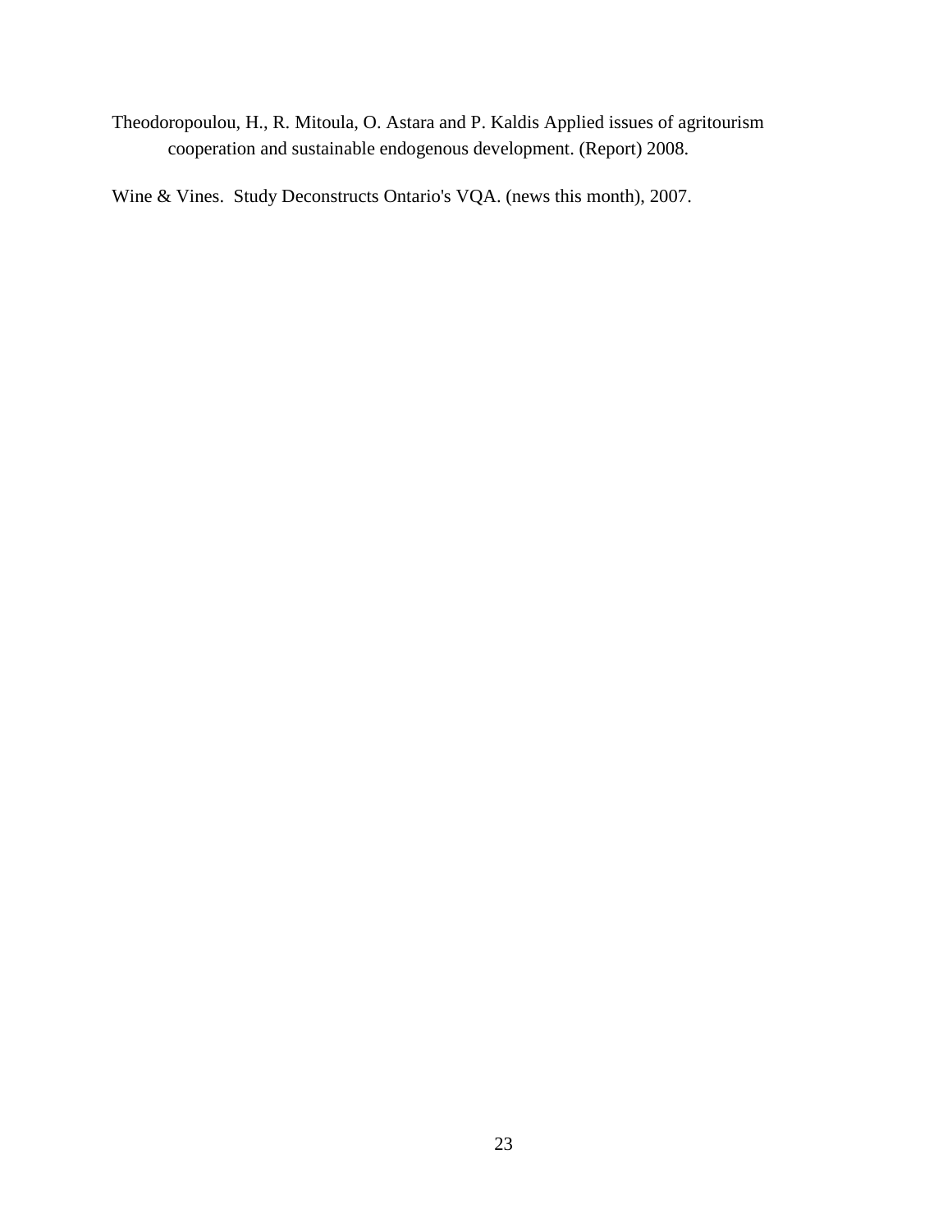Theodoropoulou, H., R. Mitoula, O. Astara and P. Kaldis Applied issues of agritourism cooperation and sustainable endogenous development. (Report) 2008.

Wine & Vines. Study Deconstructs Ontario's VQA. (news this month), 2007.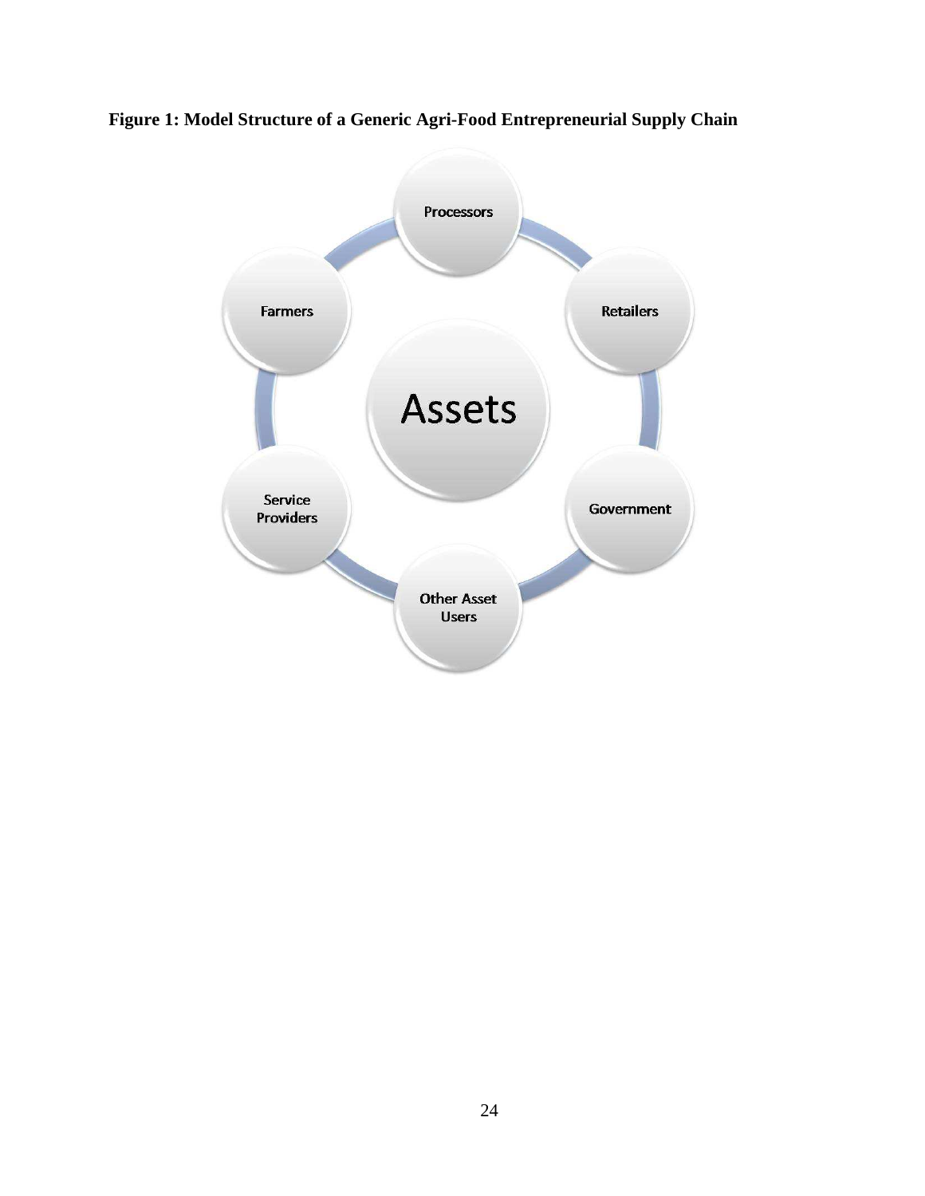**Figure 1: Model Structure of a Generic Agri-Food Entrepreneurial Supply Chain**

Assets

- Processors
- Retailers
- Government
- Other Asset Users
- Service Providers
- Farmers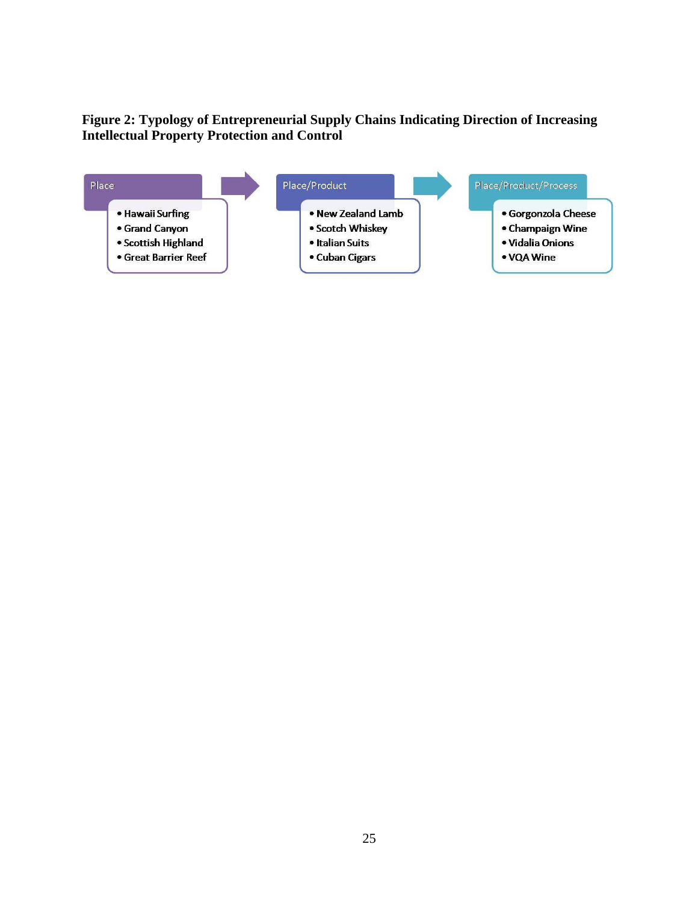**Figure 2: Typology of Entrepreneurial Supply Chains Indicating Direction of Increasing Intellectual Property Protection and Control**

Place

- Hawaii Surfing
- Grand Canyon
- Scottish Highland
- Great Barrier Reef

Place/Product

- New Zealand Lamb
- Scotch Whiskey
- Italian Suits
- Cuban Cigars

Place/Product/Process

- Gorgonzola Cheese
- Champaign Wine
- Vidalia Onions
- VQA Wine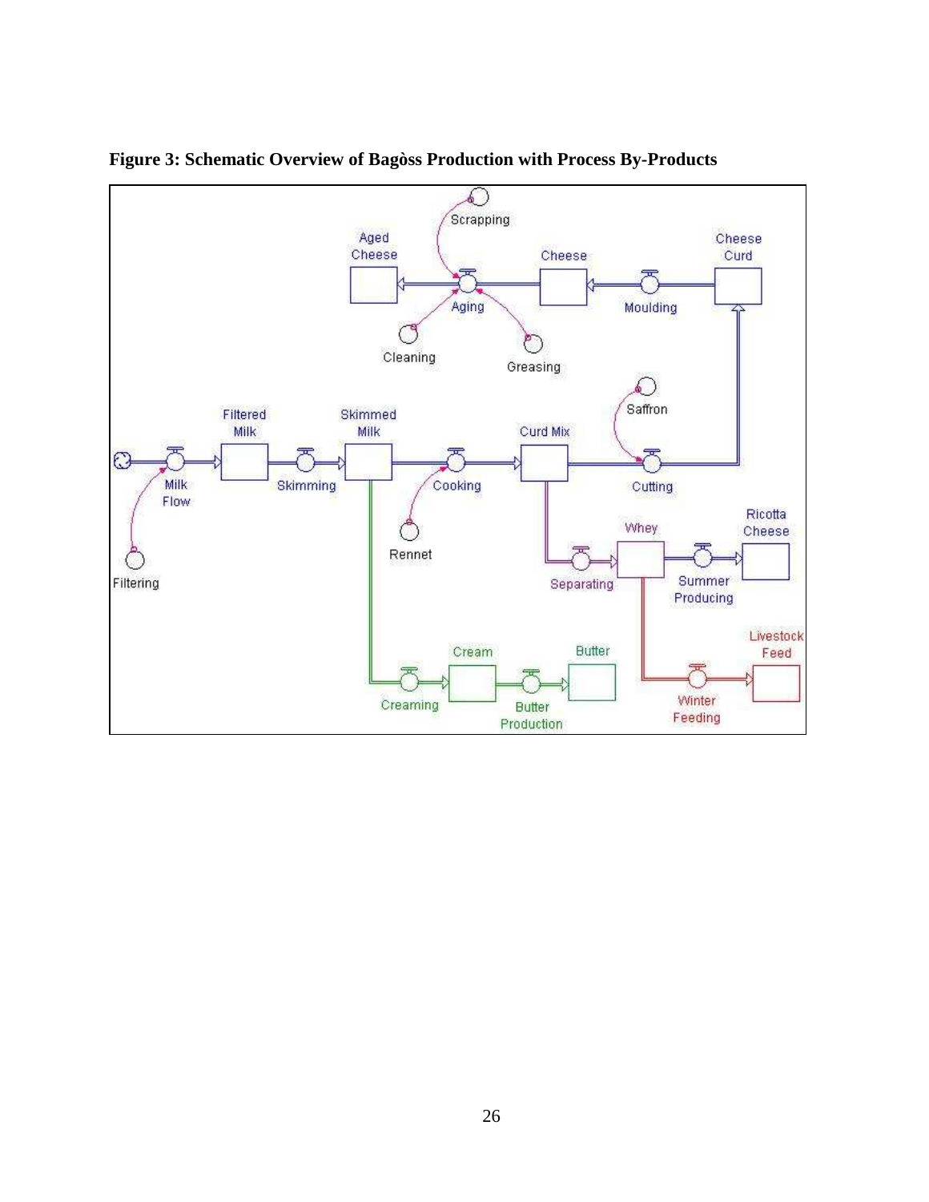**Figure 3: Schematic Overview of Bagòss Production with Process By-Products**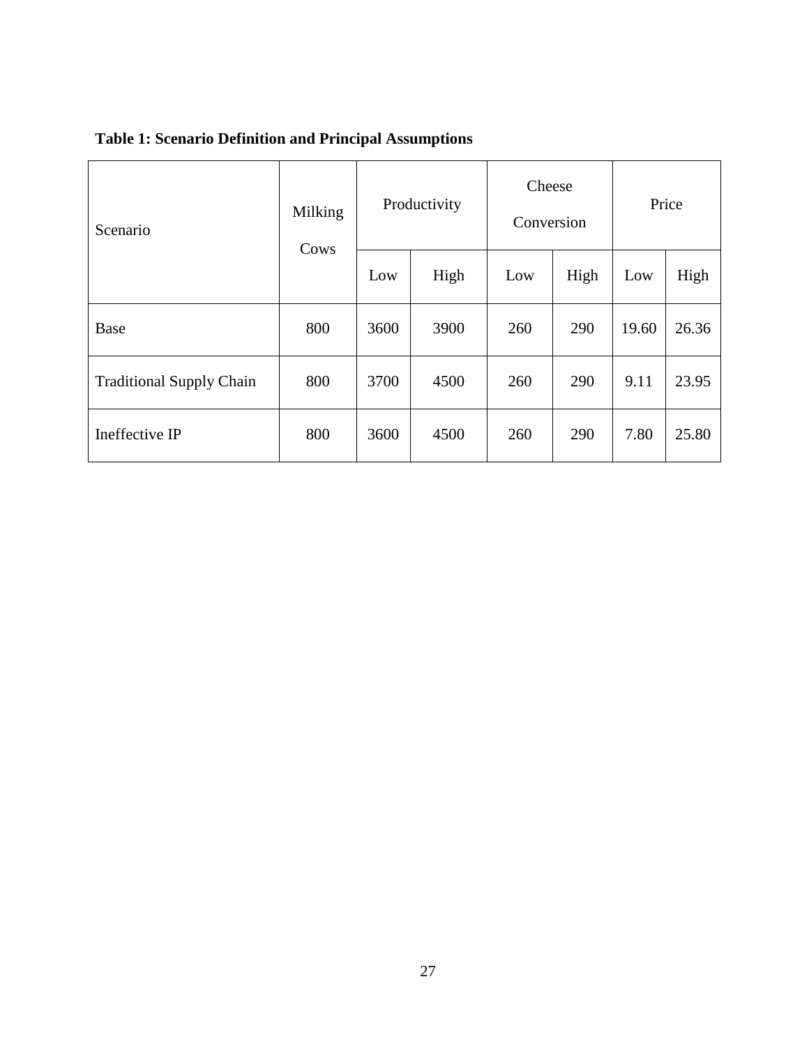**Table 1: Scenario Definition and Principal Assumptions**

| Scenario | Milking Cows | Productivity | | Cheese Conversion | | Price | |
|---|---|---|---|---|---|---|---|
| | | Low | High | Low | High | Low | High |
| Base | 800 | 3600 | 3900 | 260 | 290 | 19.60 | 26.36 |
| Traditional Supply Chain | 800 | 3700 | 4500 | 260 | 290 | 9.11 | 23.95 |
| Ineffective IP | 800 | 3600 | 4500 | 260 | 290 | 7.80 | 25.80 |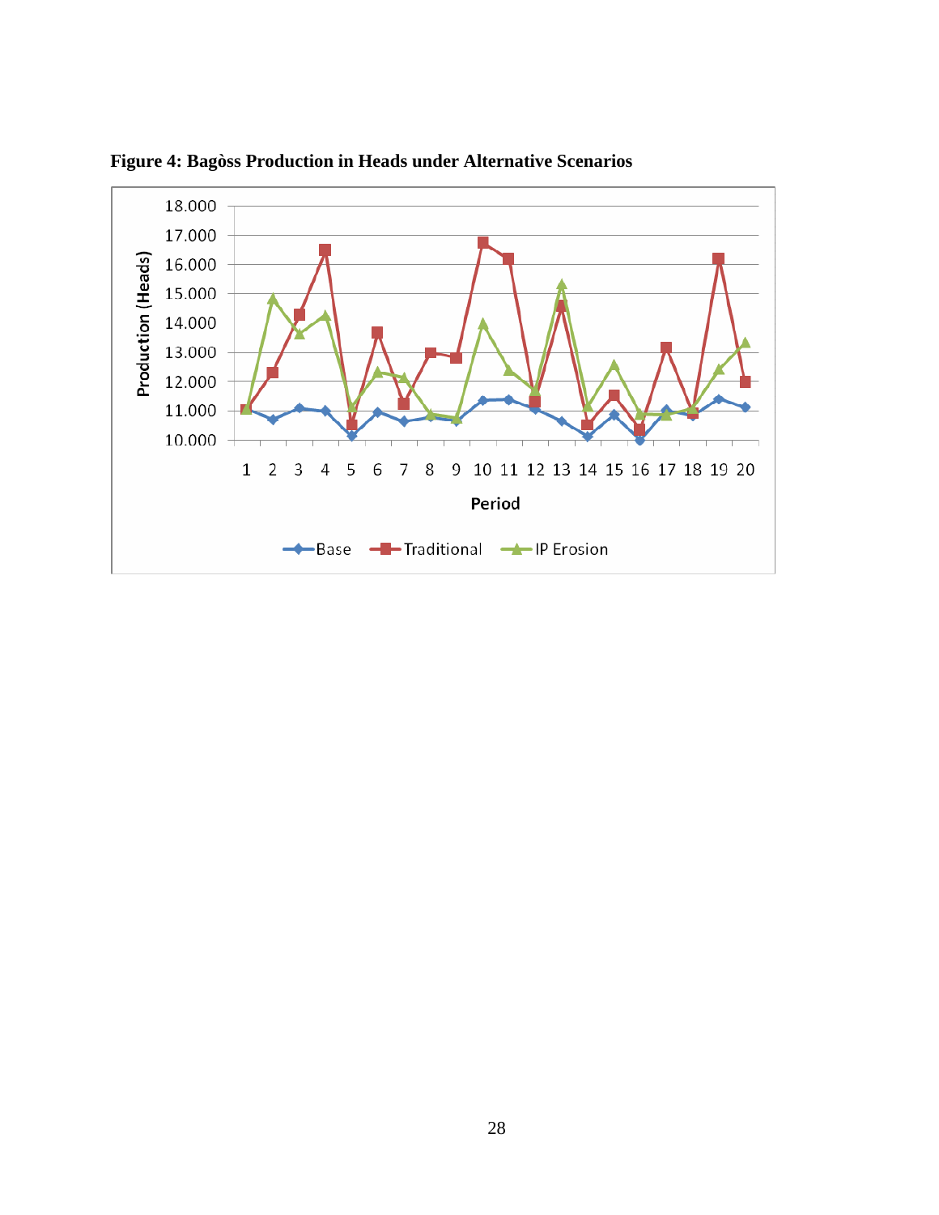**Figure 4: Bagòss Production in Heads under Alternative Scenarios**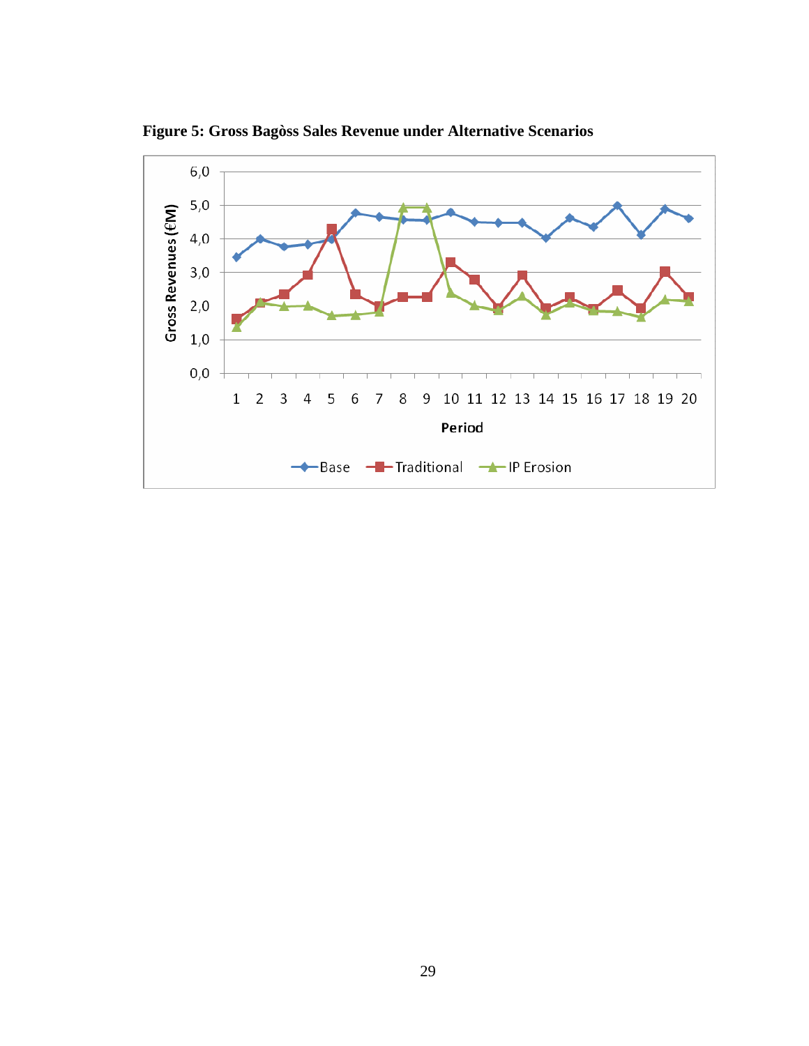**Figure 5: Gross Bagòss Sales Revenue under Alternative Scenarios**

Gross Revenues (€M)

6,0
5,0
4,0
3,0
2,0
1,0
0,0

1 2 3 4 5 6 7 8 9 10 11 12 13 14 15 16 17 18 19 20

Period

Base
Traditional
IP Erosion